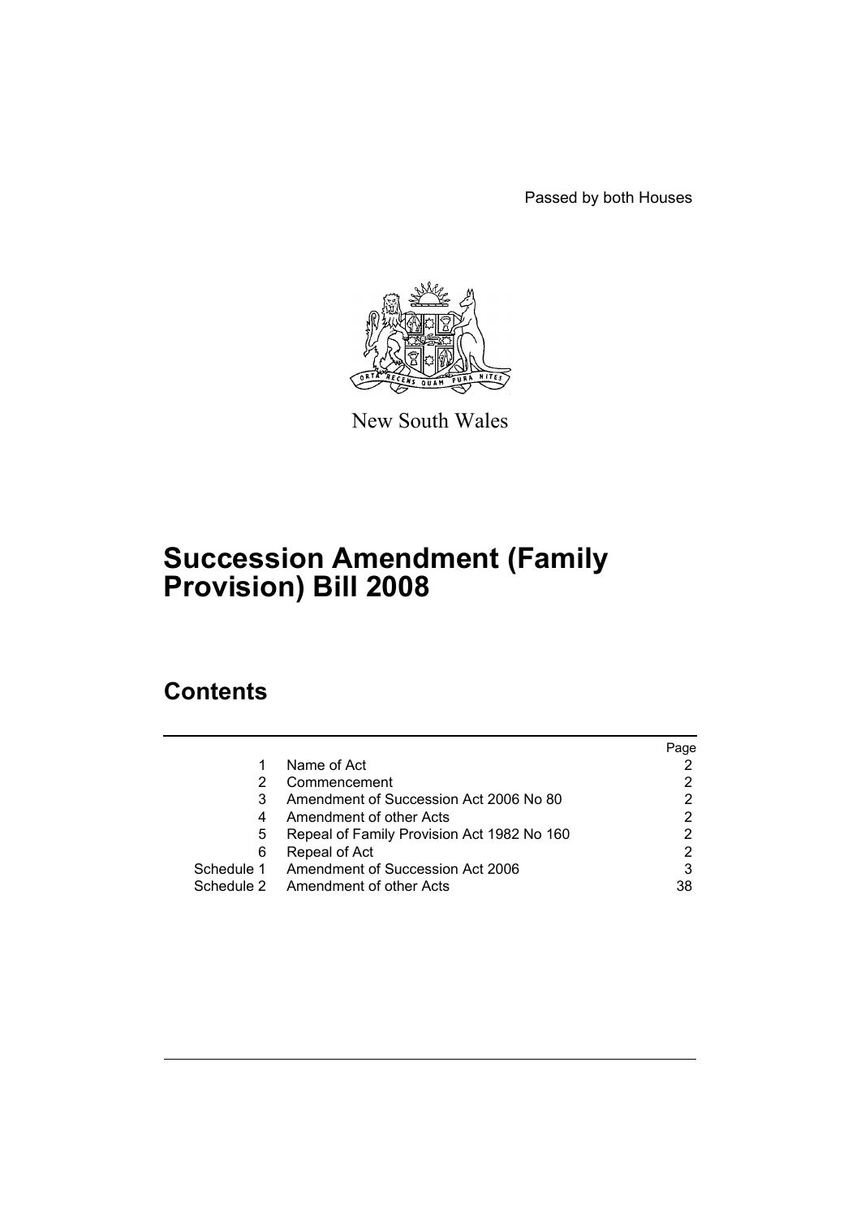Passed by both Houses

New South Wales

# Succession Amendment (Family Provision) Bill 2008

## Contents

| | | Page |
|---|---|---|
| 1 | Name of Act | 2 |
| 2 | Commencement | 2 |
| 3 | Amendment of Succession Act 2006 No 80 | 2 |
| 4 | Amendment of other Acts | 2 |
| 5 | Repeal of Family Provision Act 1982 No 160 | 2 |
| 6 | Repeal of Act | 2 |
| Schedule 1 | Amendment of Succession Act 2006 | 3 |
| Schedule 2 | Amendment of other Acts | 38 |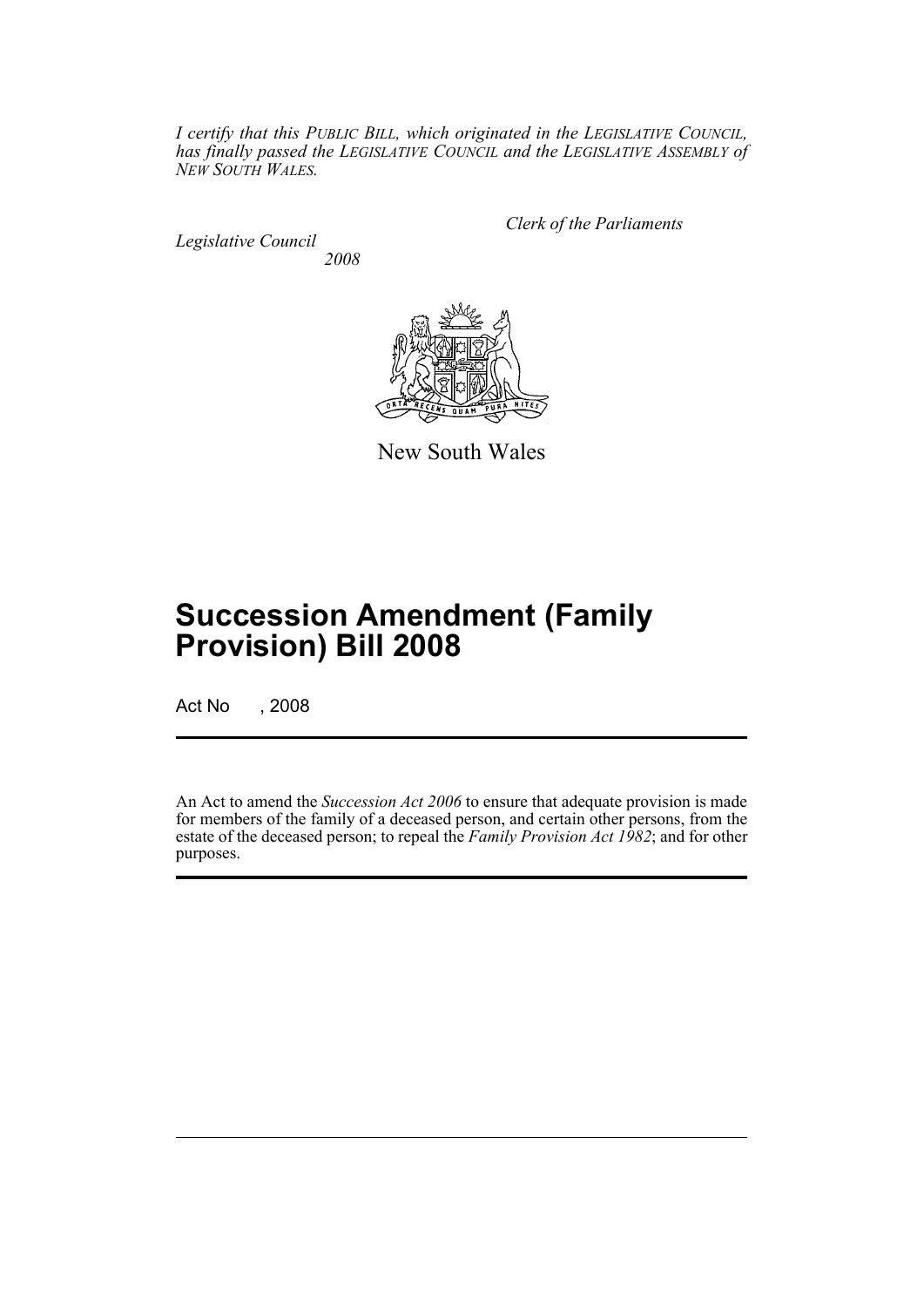*I certify that this PUBLIC BILL, which originated in the LEGISLATIVE COUNCIL, has finally passed the LEGISLATIVE COUNCIL and the LEGISLATIVE ASSEMBLY of NEW SOUTH WALES.*

*Clerk of the Parliaments*

*Legislative Council*
*2008*

New South Wales

# Succession Amendment (Family Provision) Bill 2008

Act No , 2008

An Act to amend the *Succession Act 2006* to ensure that adequate provision is made for members of the family of a deceased person, and certain other persons, from the estate of the deceased person; to repeal the *Family Provision Act 1982*; and for other purposes.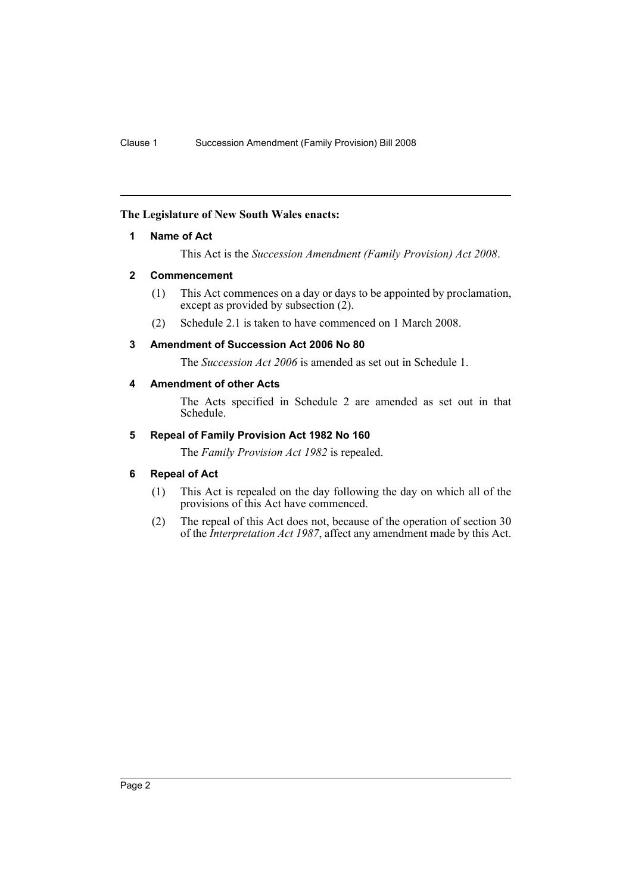**The Legislature of New South Wales enacts:**

## 1 Name of Act

This Act is the *Succession Amendment (Family Provision) Act 2008*.

## 2 Commencement

(1) This Act commences on a day or days to be appointed by proclamation, except as provided by subsection (2).

(2) Schedule 2.1 is taken to have commenced on 1 March 2008.

## 3 Amendment of Succession Act 2006 No 80

The *Succession Act 2006* is amended as set out in Schedule 1.

## 4 Amendment of other Acts

The Acts specified in Schedule 2 are amended as set out in that Schedule.

## 5 Repeal of Family Provision Act 1982 No 160

The *Family Provision Act 1982* is repealed.

## 6 Repeal of Act

(1) This Act is repealed on the day following the day on which all of the provisions of this Act have commenced.

(2) The repeal of this Act does not, because of the operation of section 30 of the *Interpretation Act 1987*, affect any amendment made by this Act.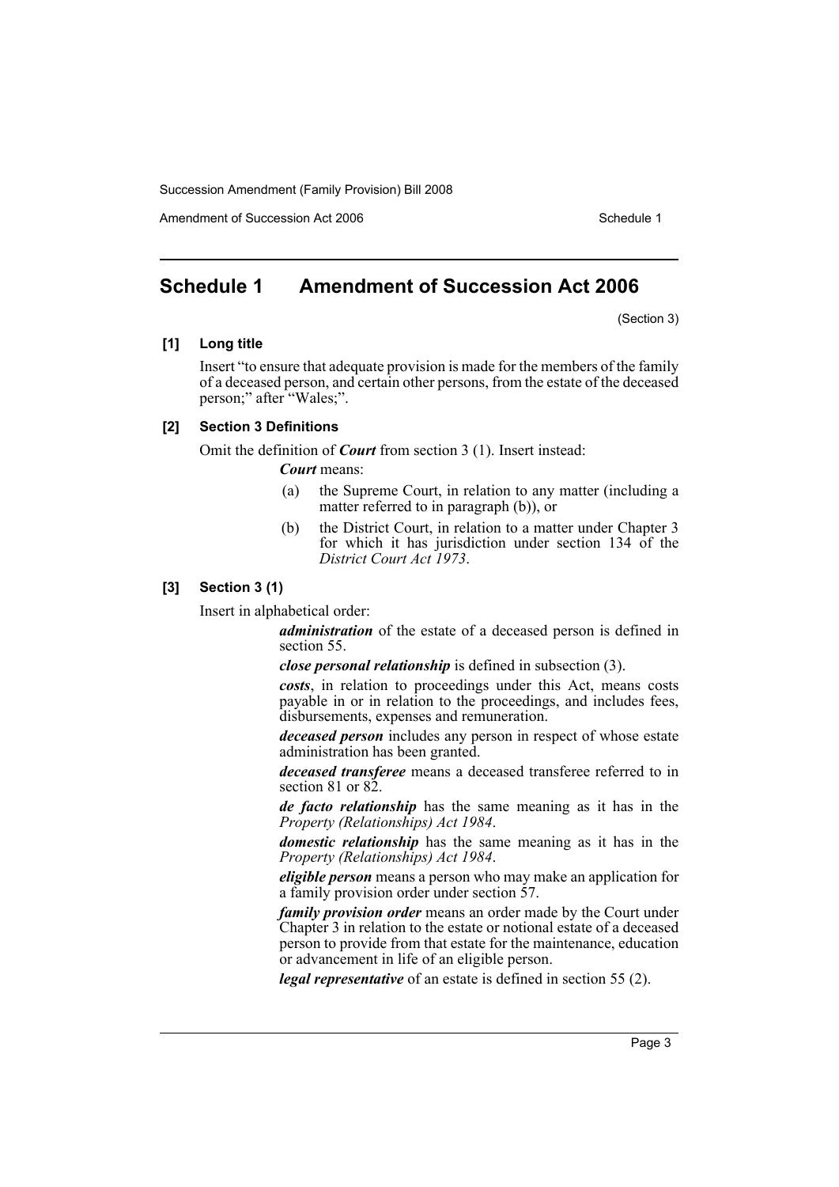## Schedule 1 Amendment of Succession Act 2006

(Section 3)

**[1] Long title**

Insert "to ensure that adequate provision is made for the members of the family of a deceased person, and certain other persons, from the estate of the deceased person;" after "Wales;".

**[2] Section 3 Definitions**

Omit the definition of ***Court*** from section 3 (1). Insert instead:

***Court*** means:

- (a) the Supreme Court, in relation to any matter (including a matter referred to in paragraph (b)), or
- (b) the District Court, in relation to a matter under Chapter 3 for which it has jurisdiction under section 134 of the *District Court Act 1973*.

**[3] Section 3 (1)**

Insert in alphabetical order:

***administration*** of the estate of a deceased person is defined in section 55.

***close personal relationship*** is defined in subsection (3).

***costs***, in relation to proceedings under this Act, means costs payable in or in relation to the proceedings, and includes fees, disbursements, expenses and remuneration.

***deceased person*** includes any person in respect of whose estate administration has been granted.

***deceased transferee*** means a deceased transferee referred to in section 81 or 82.

***de facto relationship*** has the same meaning as it has in the *Property (Relationships) Act 1984*.

***domestic relationship*** has the same meaning as it has in the *Property (Relationships) Act 1984*.

***eligible person*** means a person who may make an application for a family provision order under section 57.

***family provision order*** means an order made by the Court under Chapter 3 in relation to the estate or notional estate of a deceased person to provide from that estate for the maintenance, education or advancement in life of an eligible person.

***legal representative*** of an estate is defined in section 55 (2).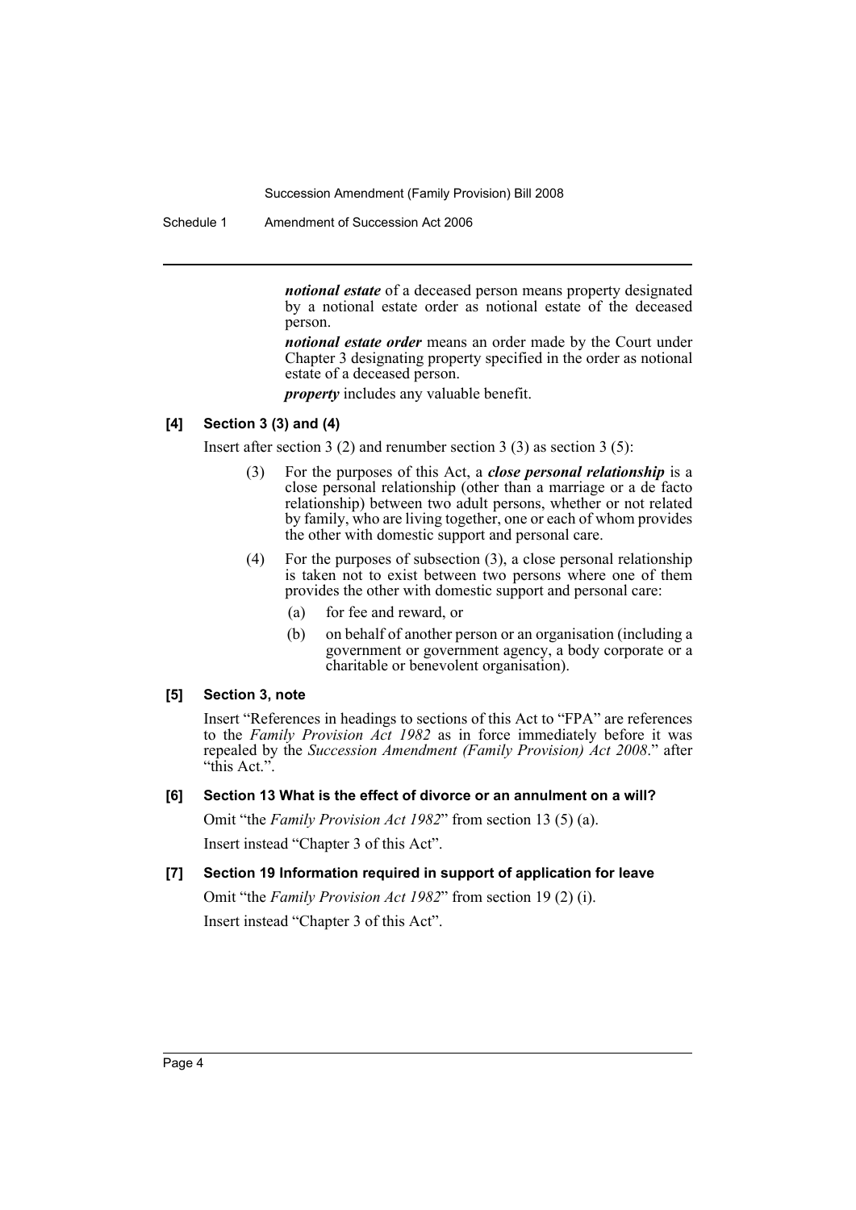***notional estate*** of a deceased person means property designated by a notional estate order as notional estate of the deceased person.

***notional estate order*** means an order made by the Court under Chapter 3 designating property specified in the order as notional estate of a deceased person.

***property*** includes any valuable benefit.

#### [4] Section 3 (3) and (4)

Insert after section 3 (2) and renumber section 3 (3) as section 3 (5):

(3) For the purposes of this Act, a ***close personal relationship*** is a close personal relationship (other than a marriage or a de facto relationship) between two adult persons, whether or not related by family, who are living together, one or each of whom provides the other with domestic support and personal care.

(4) For the purposes of subsection (3), a close personal relationship is taken not to exist between two persons where one of them provides the other with domestic support and personal care:

- (a) for fee and reward, or
- (b) on behalf of another person or an organisation (including a government or government agency, a body corporate or a charitable or benevolent organisation).

#### [5] Section 3, note

Insert "References in headings to sections of this Act to "FPA" are references to the *Family Provision Act 1982* as in force immediately before it was repealed by the *Succession Amendment (Family Provision) Act 2008*." after "this Act.".

#### [6] Section 13 What is the effect of divorce or an annulment on a will?

Omit "the *Family Provision Act 1982*" from section 13 (5) (a).

Insert instead "Chapter 3 of this Act".

#### [7] Section 19 Information required in support of application for leave

Omit "the *Family Provision Act 1982*" from section 19 (2) (i).

Insert instead "Chapter 3 of this Act".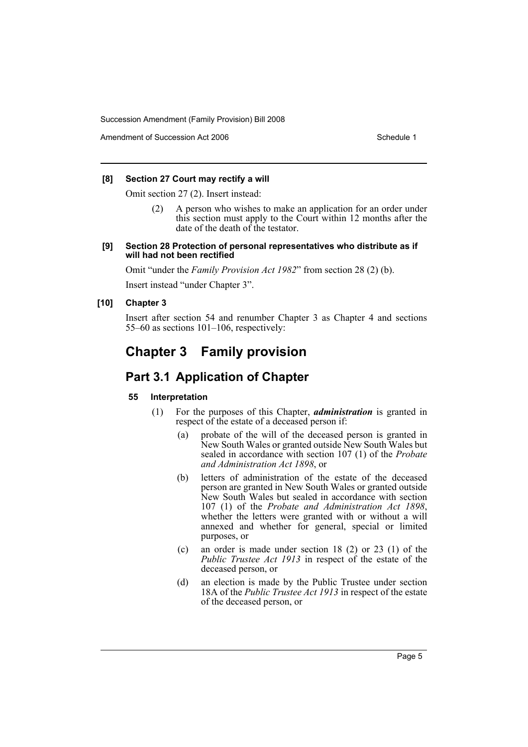**[8] Section 27 Court may rectify a will**

Omit section 27 (2). Insert instead:

> (2) A person who wishes to make an application for an order under this section must apply to the Court within 12 months after the date of the death of the testator.

**[9] Section 28 Protection of personal representatives who distribute as if will had not been rectified**

Omit "under the *Family Provision Act 1982*" from section 28 (2) (b).

Insert instead "under Chapter 3".

**[10] Chapter 3**

Insert after section 54 and renumber Chapter 3 as Chapter 4 and sections 55–60 as sections 101–106, respectively:

# Chapter 3 Family provision

## Part 3.1 Application of Chapter

### 55 Interpretation

(1) For the purposes of this Chapter, ***administration*** is granted in respect of the estate of a deceased person if:

- (a) probate of the will of the deceased person is granted in New South Wales or granted outside New South Wales but sealed in accordance with section 107 (1) of the *Probate and Administration Act 1898*, or
- (b) letters of administration of the estate of the deceased person are granted in New South Wales or granted outside New South Wales but sealed in accordance with section 107 (1) of the *Probate and Administration Act 1898*, whether the letters were granted with or without a will annexed and whether for general, special or limited purposes, or
- (c) an order is made under section 18 (2) or 23 (1) of the *Public Trustee Act 1913* in respect of the estate of the deceased person, or
- (d) an election is made by the Public Trustee under section 18A of the *Public Trustee Act 1913* in respect of the estate of the deceased person, or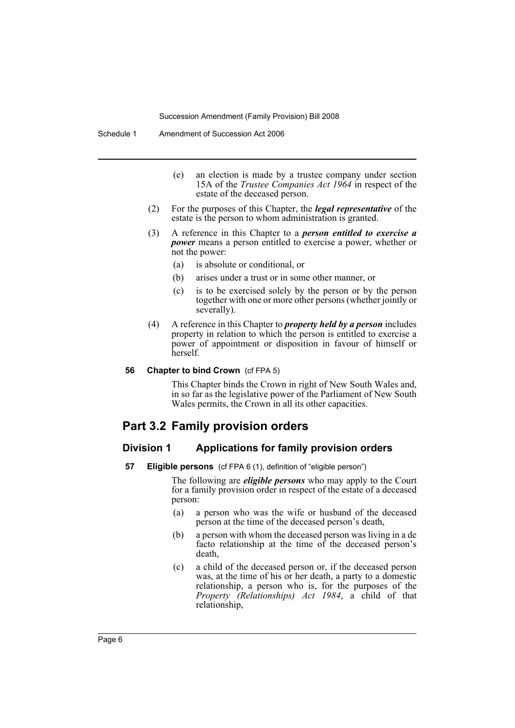(e) an election is made by a trustee company under section 15A of the *Trustee Companies Act 1964* in respect of the estate of the deceased person.

(2) For the purposes of this Chapter, the ***legal representative*** of the estate is the person to whom administration is granted.

(3) A reference in this Chapter to a ***person entitled to exercise a power*** means a person entitled to exercise a power, whether or not the power:

(a) is absolute or conditional, or

(b) arises under a trust or in some other manner, or

(c) is to be exercised solely by the person or by the person together with one or more other persons (whether jointly or severally).

(4) A reference in this Chapter to ***property held by a person*** includes property in relation to which the person is entitled to exercise a power of appointment or disposition in favour of himself or herself.

#### 56 Chapter to bind Crown (cf FPA 5)

This Chapter binds the Crown in right of New South Wales and, in so far as the legislative power of the Parliament of New South Wales permits, the Crown in all its other capacities.

## Part 3.2 Family provision orders

### Division 1 Applications for family provision orders

#### 57 Eligible persons (cf FPA 6 (1), definition of "eligible person")

The following are ***eligible persons*** who may apply to the Court for a family provision order in respect of the estate of a deceased person:

(a) a person who was the wife or husband of the deceased person at the time of the deceased person's death,

(b) a person with whom the deceased person was living in a de facto relationship at the time of the deceased person's death,

(c) a child of the deceased person or, if the deceased person was, at the time of his or her death, a party to a domestic relationship, a person who is, for the purposes of the *Property (Relationships) Act 1984*, a child of that relationship,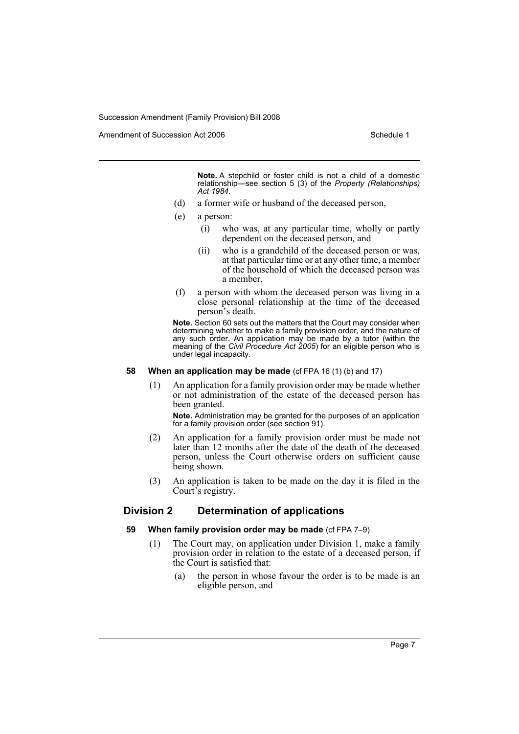**Note.** A stepchild or foster child is not a child of a domestic relationship—see section 5 (3) of the *Property (Relationships) Act 1984*.

(d) a former wife or husband of the deceased person,

(e) a person:

(i) who was, at any particular time, wholly or partly dependent on the deceased person, and

(ii) who is a grandchild of the deceased person or was, at that particular time or at any other time, a member of the household of which the deceased person was a member,

(f) a person with whom the deceased person was living in a close personal relationship at the time of the deceased person's death.

**Note.** Section 60 sets out the matters that the Court may consider when determining whether to make a family provision order, and the nature of any such order. An application may be made by a tutor (within the meaning of the *Civil Procedure Act 2005*) for an eligible person who is under legal incapacity.

**58 When an application may be made** (cf FPA 16 (1) (b) and 17)

(1) An application for a family provision order may be made whether or not administration of the estate of the deceased person has been granted.

**Note.** Administration may be granted for the purposes of an application for a family provision order (see section 91).

(2) An application for a family provision order must be made not later than 12 months after the date of the death of the deceased person, unless the Court otherwise orders on sufficient cause being shown.

(3) An application is taken to be made on the day it is filed in the Court's registry.

## Division 2 Determination of applications

**59 When family provision order may be made** (cf FPA 7–9)

(1) The Court may, on application under Division 1, make a family provision order in relation to the estate of a deceased person, if the Court is satisfied that:

(a) the person in whose favour the order is to be made is an eligible person, and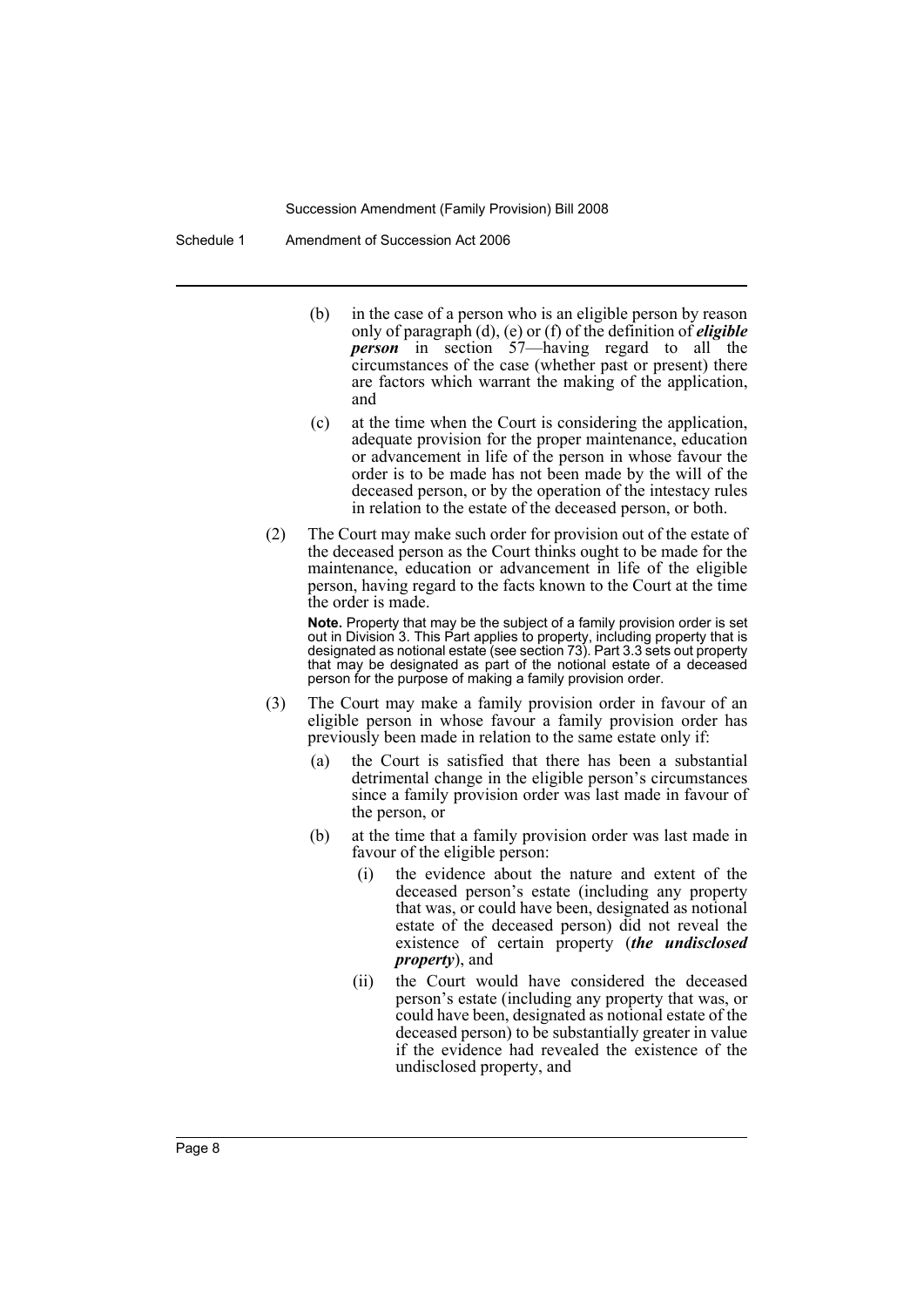(b) in the case of a person who is an eligible person by reason only of paragraph (d), (e) or (f) of the definition of ***eligible person*** in section 57—having regard to all the circumstances of the case (whether past or present) there are factors which warrant the making of the application, and

(c) at the time when the Court is considering the application, adequate provision for the proper maintenance, education or advancement in life of the person in whose favour the order is to be made has not been made by the will of the deceased person, or by the operation of the intestacy rules in relation to the estate of the deceased person, or both.

(2) The Court may make such order for provision out of the estate of the deceased person as the Court thinks ought to be made for the maintenance, education or advancement in life of the eligible person, having regard to the facts known to the Court at the time the order is made.

**Note.** Property that may be the subject of a family provision order is set out in Division 3. This Part applies to property, including property that is designated as notional estate (see section 73). Part 3.3 sets out property that may be designated as part of the notional estate of a deceased person for the purpose of making a family provision order.

(3) The Court may make a family provision order in favour of an eligible person in whose favour a family provision order has previously been made in relation to the same estate only if:

(a) the Court is satisfied that there has been a substantial detrimental change in the eligible person's circumstances since a family provision order was last made in favour of the person, or

(b) at the time that a family provision order was last made in favour of the eligible person:

(i) the evidence about the nature and extent of the deceased person's estate (including any property that was, or could have been, designated as notional estate of the deceased person) did not reveal the existence of certain property (***the undisclosed property***), and

(ii) the Court would have considered the deceased person's estate (including any property that was, or could have been, designated as notional estate of the deceased person) to be substantially greater in value if the evidence had revealed the existence of the undisclosed property, and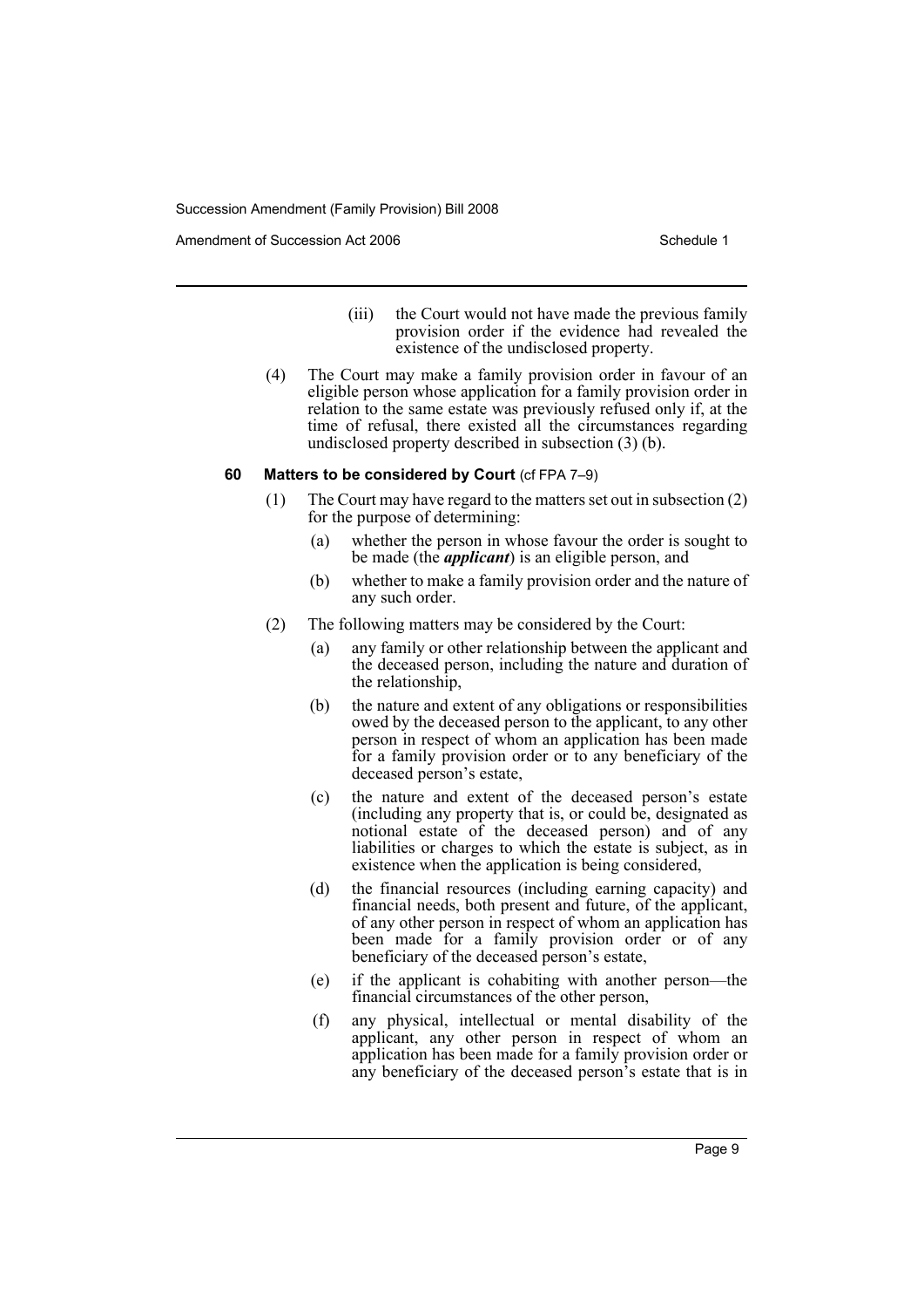(iii) the Court would not have made the previous family provision order if the evidence had revealed the existence of the undisclosed property.

(4) The Court may make a family provision order in favour of an eligible person whose application for a family provision order in relation to the same estate was previously refused only if, at the time of refusal, there existed all the circumstances regarding undisclosed property described in subsection (3) (b).

### 60 Matters to be considered by Court (cf FPA 7–9)

(1) The Court may have regard to the matters set out in subsection (2) for the purpose of determining:

- (a) whether the person in whose favour the order is sought to be made (the ***applicant***) is an eligible person, and
- (b) whether to make a family provision order and the nature of any such order.

(2) The following matters may be considered by the Court:

- (a) any family or other relationship between the applicant and the deceased person, including the nature and duration of the relationship,
- (b) the nature and extent of any obligations or responsibilities owed by the deceased person to the applicant, to any other person in respect of whom an application has been made for a family provision order or to any beneficiary of the deceased person's estate,
- (c) the nature and extent of the deceased person's estate (including any property that is, or could be, designated as notional estate of the deceased person) and of any liabilities or charges to which the estate is subject, as in existence when the application is being considered,
- (d) the financial resources (including earning capacity) and financial needs, both present and future, of the applicant, of any other person in respect of whom an application has been made for a family provision order or of any beneficiary of the deceased person's estate,
- (e) if the applicant is cohabiting with another person—the financial circumstances of the other person,
- (f) any physical, intellectual or mental disability of the applicant, any other person in respect of whom an application has been made for a family provision order or any beneficiary of the deceased person's estate that is in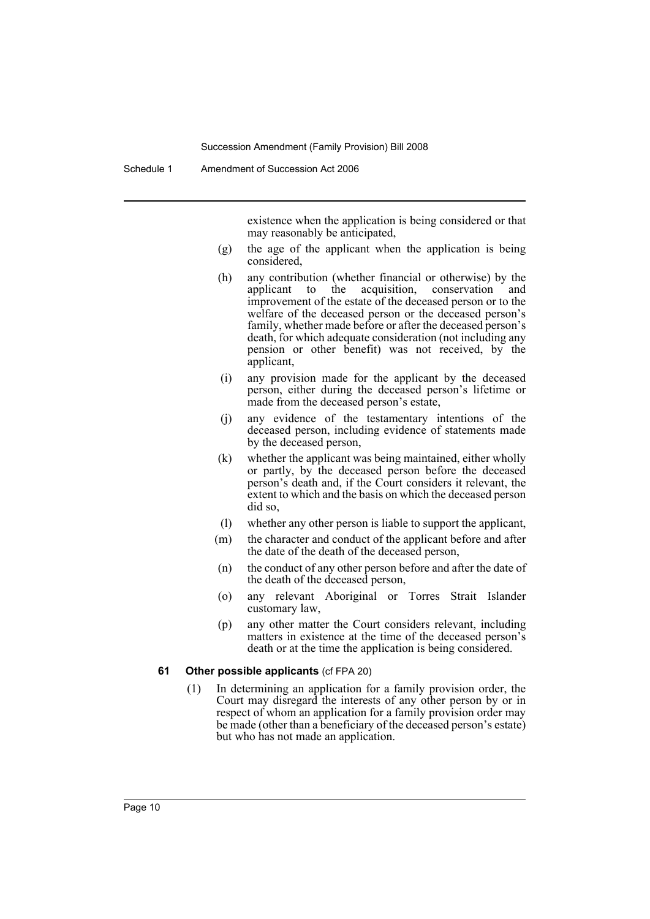existence when the application is being considered or that may reasonably be anticipated,

(g) the age of the applicant when the application is being considered,

(h) any contribution (whether financial or otherwise) by the applicant to the acquisition, conservation and improvement of the estate of the deceased person or to the welfare of the deceased person or the deceased person's family, whether made before or after the deceased person's death, for which adequate consideration (not including any pension or other benefit) was not received, by the applicant,

(i) any provision made for the applicant by the deceased person, either during the deceased person's lifetime or made from the deceased person's estate,

(j) any evidence of the testamentary intentions of the deceased person, including evidence of statements made by the deceased person,

(k) whether the applicant was being maintained, either wholly or partly, by the deceased person before the deceased person's death and, if the Court considers it relevant, the extent to which and the basis on which the deceased person did so,

(l) whether any other person is liable to support the applicant,

(m) the character and conduct of the applicant before and after the date of the death of the deceased person,

(n) the conduct of any other person before and after the date of the death of the deceased person,

(o) any relevant Aboriginal or Torres Strait Islander customary law,

(p) any other matter the Court considers relevant, including matters in existence at the time of the deceased person's death or at the time the application is being considered.

**61 Other possible applicants** (cf FPA 20)

(1) In determining an application for a family provision order, the Court may disregard the interests of any other person by or in respect of whom an application for a family provision order may be made (other than a beneficiary of the deceased person's estate) but who has not made an application.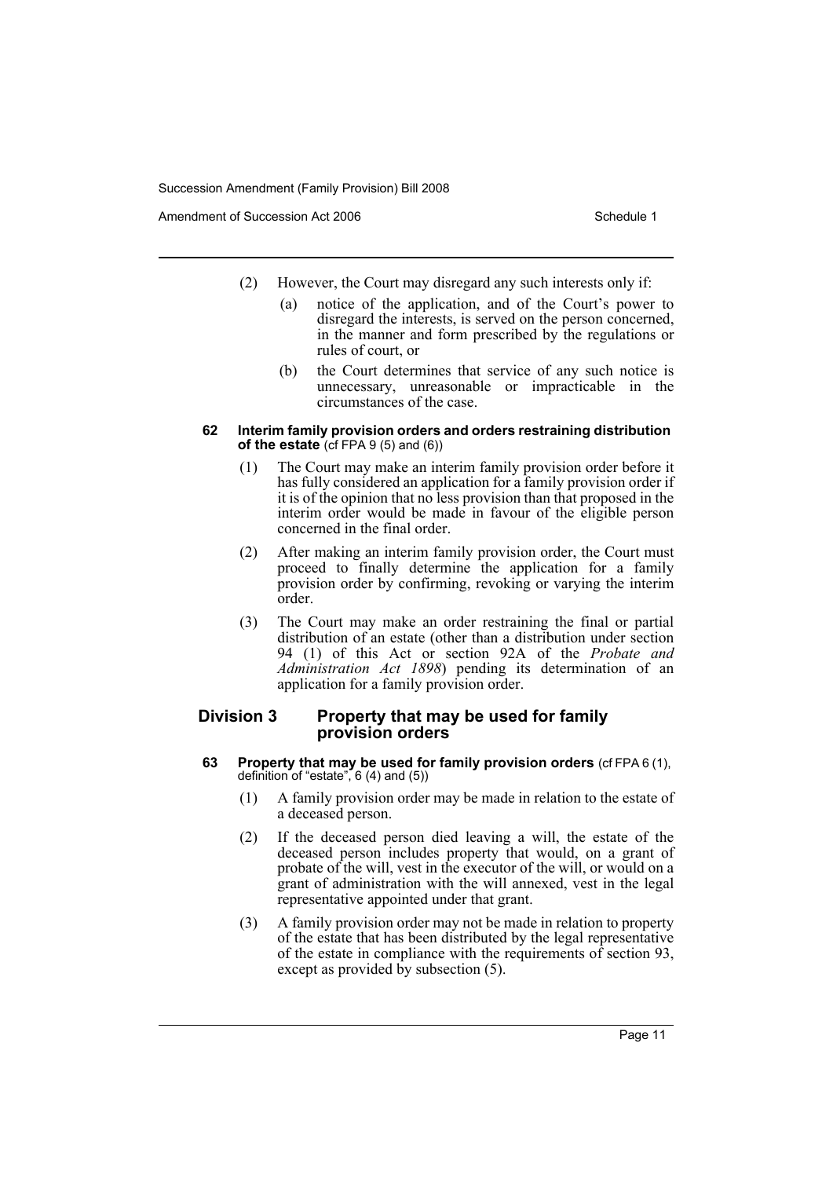(2) However, the Court may disregard any such interests only if:

(a) notice of the application, and of the Court's power to disregard the interests, is served on the person concerned, in the manner and form prescribed by the regulations or rules of court, or

(b) the Court determines that service of any such notice is unnecessary, unreasonable or impracticable in the circumstances of the case.

#### 62 Interim family provision orders and orders restraining distribution of the estate (cf FPA 9 (5) and (6))

(1) The Court may make an interim family provision order before it has fully considered an application for a family provision order if it is of the opinion that no less provision than that proposed in the interim order would be made in favour of the eligible person concerned in the final order.

(2) After making an interim family provision order, the Court must proceed to finally determine the application for a family provision order by confirming, revoking or varying the interim order.

(3) The Court may make an order restraining the final or partial distribution of an estate (other than a distribution under section 94 (1) of this Act or section 92A of the *Probate and Administration Act 1898*) pending its determination of an application for a family provision order.

### Division 3 Property that may be used for family provision orders

#### 63 Property that may be used for family provision orders (cf FPA 6 (1), definition of "estate", 6 (4) and (5))

(1) A family provision order may be made in relation to the estate of a deceased person.

(2) If the deceased person died leaving a will, the estate of the deceased person includes property that would, on a grant of probate of the will, vest in the executor of the will, or would on a grant of administration with the will annexed, vest in the legal representative appointed under that grant.

(3) A family provision order may not be made in relation to property of the estate that has been distributed by the legal representative of the estate in compliance with the requirements of section 93, except as provided by subsection (5).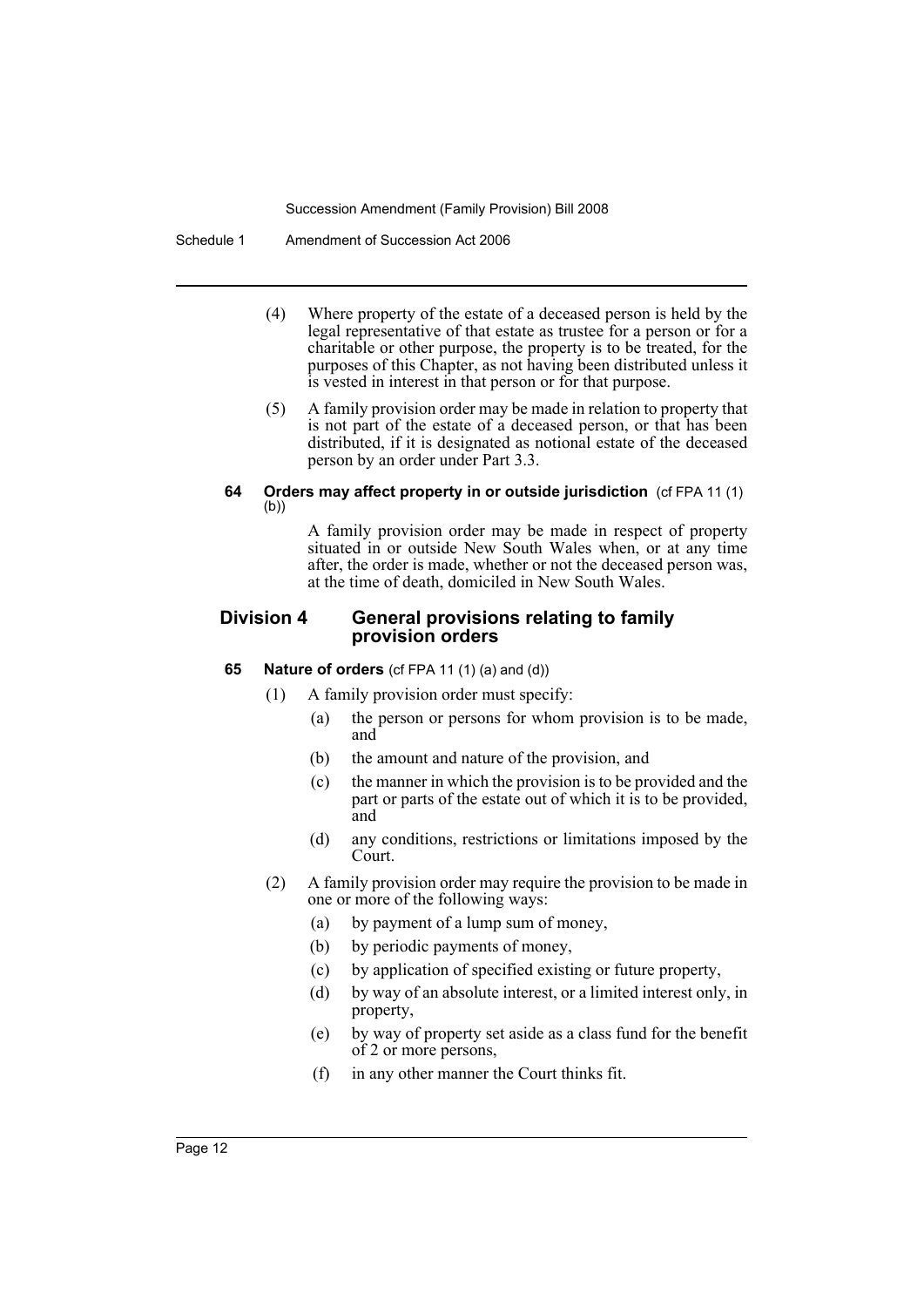(4) Where property of the estate of a deceased person is held by the legal representative of that estate as trustee for a person or for a charitable or other purpose, the property is to be treated, for the purposes of this Chapter, as not having been distributed unless it is vested in interest in that person or for that purpose.

(5) A family provision order may be made in relation to property that is not part of the estate of a deceased person, or that has been distributed, if it is designated as notional estate of the deceased person by an order under Part 3.3.

**64 Orders may affect property in or outside jurisdiction** (cf FPA 11 (1) (b))

A family provision order may be made in respect of property situated in or outside New South Wales when, or at any time after, the order is made, whether or not the deceased person was, at the time of death, domiciled in New South Wales.

## Division 4 General provisions relating to family provision orders

**65 Nature of orders** (cf FPA 11 (1) (a) and (d))

(1) A family provision order must specify:

(a) the person or persons for whom provision is to be made, and

(b) the amount and nature of the provision, and

(c) the manner in which the provision is to be provided and the part or parts of the estate out of which it is to be provided, and

(d) any conditions, restrictions or limitations imposed by the Court.

(2) A family provision order may require the provision to be made in one or more of the following ways:

(a) by payment of a lump sum of money,

(b) by periodic payments of money,

(c) by application of specified existing or future property,

(d) by way of an absolute interest, or a limited interest only, in property,

(e) by way of property set aside as a class fund for the benefit of 2 or more persons,

(f) in any other manner the Court thinks fit.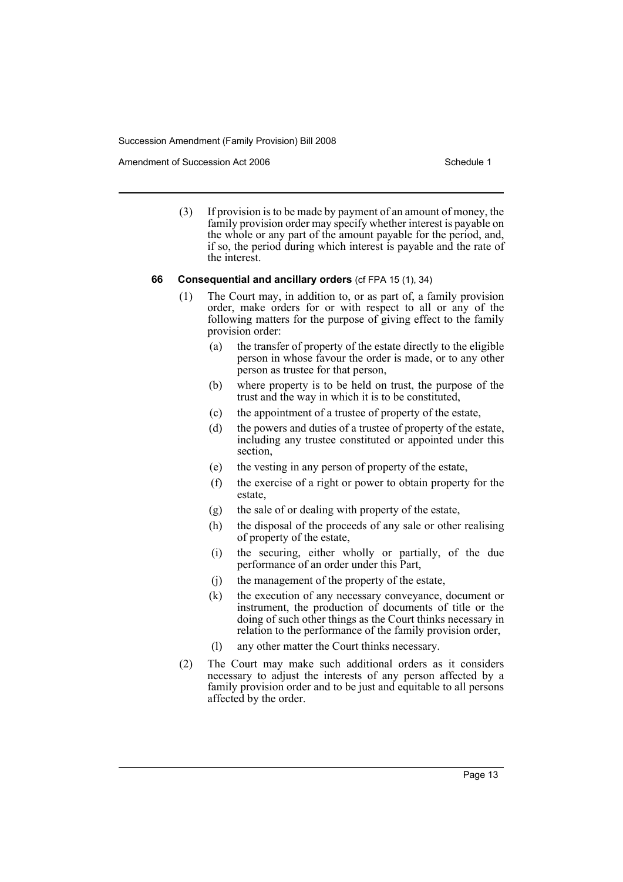(3) If provision is to be made by payment of an amount of money, the family provision order may specify whether interest is payable on the whole or any part of the amount payable for the period, and, if so, the period during which interest is payable and the rate of the interest.

#### 66 Consequential and ancillary orders (cf FPA 15 (1), 34)

(1) The Court may, in addition to, or as part of, a family provision order, make orders for or with respect to all or any of the following matters for the purpose of giving effect to the family provision order:

- (a) the transfer of property of the estate directly to the eligible person in whose favour the order is made, or to any other person as trustee for that person,
- (b) where property is to be held on trust, the purpose of the trust and the way in which it is to be constituted,
- (c) the appointment of a trustee of property of the estate,
- (d) the powers and duties of a trustee of property of the estate, including any trustee constituted or appointed under this section,
- (e) the vesting in any person of property of the estate,
- (f) the exercise of a right or power to obtain property for the estate,
- (g) the sale of or dealing with property of the estate,
- (h) the disposal of the proceeds of any sale or other realising of property of the estate,
- (i) the securing, either wholly or partially, of the due performance of an order under this Part,
- (j) the management of the property of the estate,
- (k) the execution of any necessary conveyance, document or instrument, the production of documents of title or the doing of such other things as the Court thinks necessary in relation to the performance of the family provision order,
- (l) any other matter the Court thinks necessary.

(2) The Court may make such additional orders as it considers necessary to adjust the interests of any person affected by a family provision order and to be just and equitable to all persons affected by the order.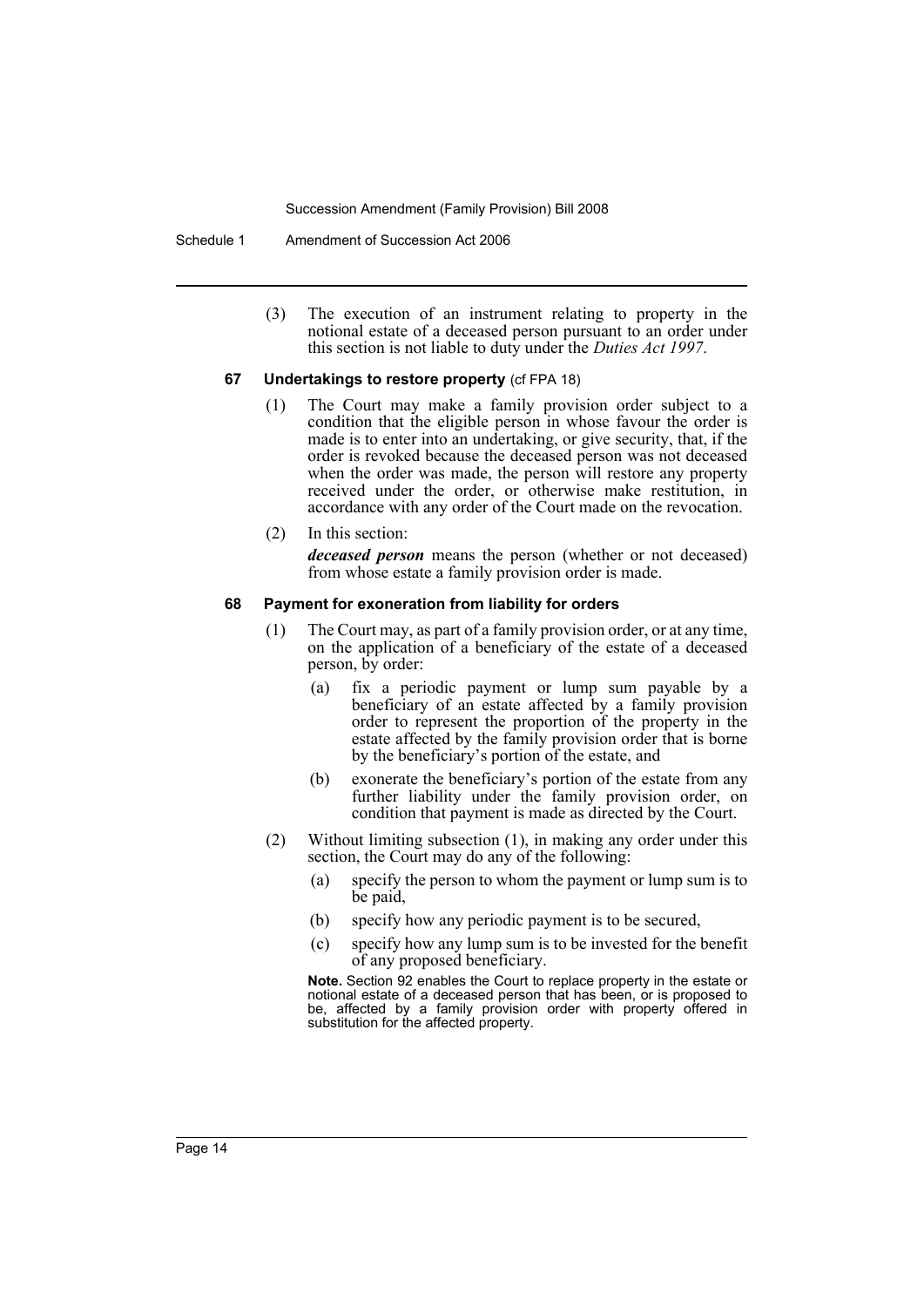(3) The execution of an instrument relating to property in the notional estate of a deceased person pursuant to an order under this section is not liable to duty under the *Duties Act 1997*.

#### 67 Undertakings to restore property (cf FPA 18)

(1) The Court may make a family provision order subject to a condition that the eligible person in whose favour the order is made is to enter into an undertaking, or give security, that, if the order is revoked because the deceased person was not deceased when the order was made, the person will restore any property received under the order, or otherwise make restitution, in accordance with any order of the Court made on the revocation.

(2) In this section:

***deceased person*** means the person (whether or not deceased) from whose estate a family provision order is made.

#### 68 Payment for exoneration from liability for orders

(1) The Court may, as part of a family provision order, or at any time, on the application of a beneficiary of the estate of a deceased person, by order:

- (a) fix a periodic payment or lump sum payable by a beneficiary of an estate affected by a family provision order to represent the proportion of the property in the estate affected by the family provision order that is borne by the beneficiary's portion of the estate, and
- (b) exonerate the beneficiary's portion of the estate from any further liability under the family provision order, on condition that payment is made as directed by the Court.

(2) Without limiting subsection (1), in making any order under this section, the Court may do any of the following:

- (a) specify the person to whom the payment or lump sum is to be paid,
- (b) specify how any periodic payment is to be secured,
- (c) specify how any lump sum is to be invested for the benefit of any proposed beneficiary.

**Note.** Section 92 enables the Court to replace property in the estate or notional estate of a deceased person that has been, or is proposed to be, affected by a family provision order with property offered in substitution for the affected property.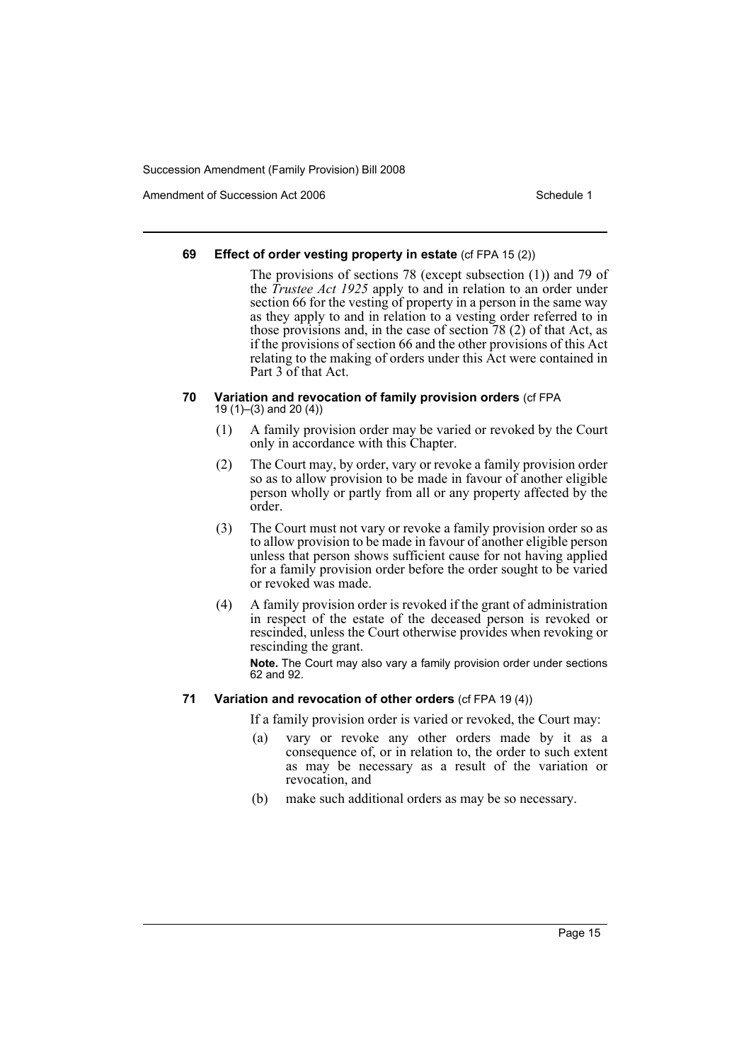#### 69 Effect of order vesting property in estate (cf FPA 15 (2))

The provisions of sections 78 (except subsection (1)) and 79 of the *Trustee Act 1925* apply to and in relation to an order under section 66 for the vesting of property in a person in the same way as they apply to and in relation to a vesting order referred to in those provisions and, in the case of section 78 (2) of that Act, as if the provisions of section 66 and the other provisions of this Act relating to the making of orders under this Act were contained in Part 3 of that Act.

#### 70 Variation and revocation of family provision orders (cf FPA 19 (1)–(3) and 20 (4))

(1) A family provision order may be varied or revoked by the Court only in accordance with this Chapter.

(2) The Court may, by order, vary or revoke a family provision order so as to allow provision to be made in favour of another eligible person wholly or partly from all or any property affected by the order.

(3) The Court must not vary or revoke a family provision order so as to allow provision to be made in favour of another eligible person unless that person shows sufficient cause for not having applied for a family provision order before the order sought to be varied or revoked was made.

(4) A family provision order is revoked if the grant of administration in respect of the estate of the deceased person is revoked or rescinded, unless the Court otherwise provides when revoking or rescinding the grant.

**Note.** The Court may also vary a family provision order under sections 62 and 92.

#### 71 Variation and revocation of other orders (cf FPA 19 (4))

If a family provision order is varied or revoked, the Court may:

(a) vary or revoke any other orders made by it as a consequence of, or in relation to, the order to such extent as may be necessary as a result of the variation or revocation, and

(b) make such additional orders as may be so necessary.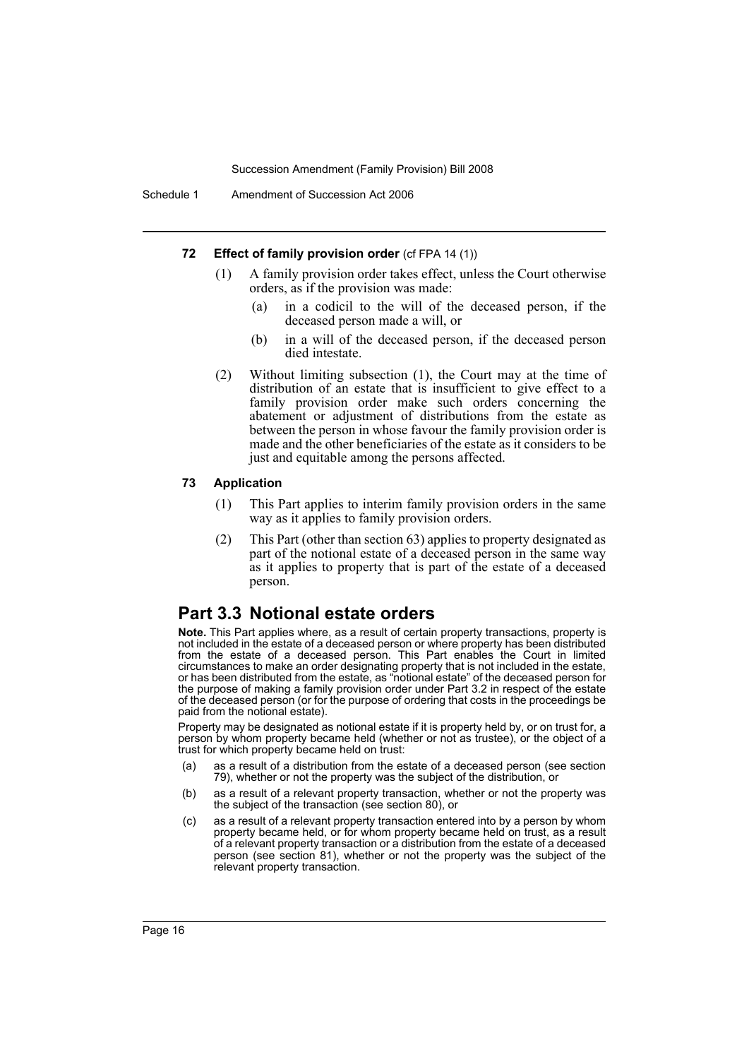#### 72 Effect of family provision order (cf FPA 14 (1))

(1) A family provision order takes effect, unless the Court otherwise orders, as if the provision was made:

- (a) in a codicil to the will of the deceased person, if the deceased person made a will, or
- (b) in a will of the deceased person, if the deceased person died intestate.

(2) Without limiting subsection (1), the Court may at the time of distribution of an estate that is insufficient to give effect to a family provision order make such orders concerning the abatement or adjustment of distributions from the estate as between the person in whose favour the family provision order is made and the other beneficiaries of the estate as it considers to be just and equitable among the persons affected.

#### 73 Application

(1) This Part applies to interim family provision orders in the same way as it applies to family provision orders.

(2) This Part (other than section 63) applies to property designated as part of the notional estate of a deceased person in the same way as it applies to property that is part of the estate of a deceased person.

## Part 3.3 Notional estate orders

**Note.** This Part applies where, as a result of certain property transactions, property is not included in the estate of a deceased person or where property has been distributed from the estate of a deceased person. This Part enables the Court in limited circumstances to make an order designating property that is not included in the estate, or has been distributed from the estate, as "notional estate" of the deceased person for the purpose of making a family provision order under Part 3.2 in respect of the estate of the deceased person (or for the purpose of ordering that costs in the proceedings be paid from the notional estate).

Property may be designated as notional estate if it is property held by, or on trust for, a person by whom property became held (whether or not as trustee), or the object of a trust for which property became held on trust:

- (a) as a result of a distribution from the estate of a deceased person (see section 79), whether or not the property was the subject of the distribution, or
- (b) as a result of a relevant property transaction, whether or not the property was the subject of the transaction (see section 80), or
- (c) as a result of a relevant property transaction entered into by a person by whom property became held, or for whom property became held on trust, as a result of a relevant property transaction or a distribution from the estate of a deceased person (see section 81), whether or not the property was the subject of the relevant property transaction.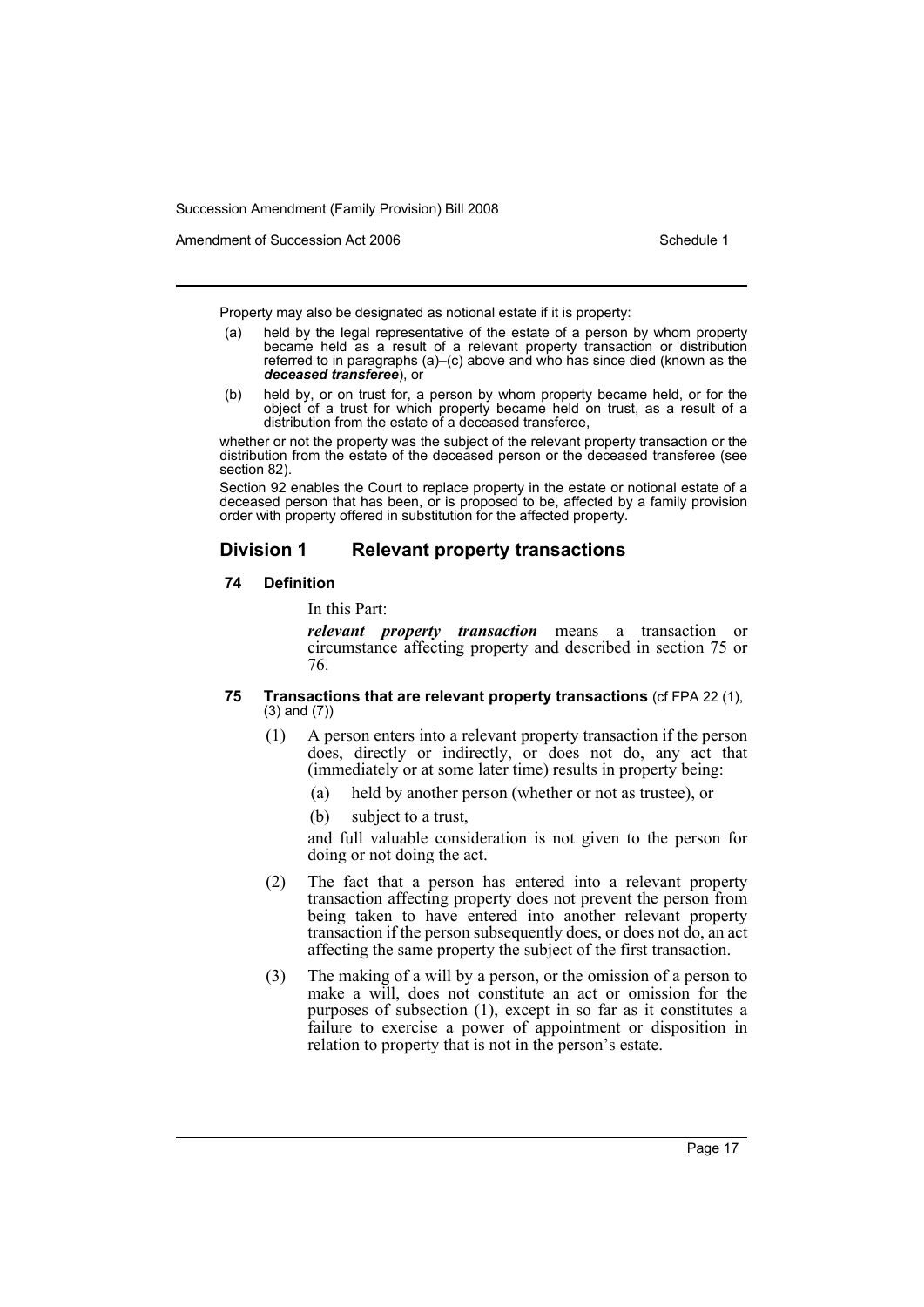Property may also be designated as notional estate if it is property:

- (a) held by the legal representative of the estate of a person by whom property became held as a result of a relevant property transaction or distribution referred to in paragraphs (a)–(c) above and who has since died (known as the ***deceased transferee***), or
- (b) held by, or on trust for, a person by whom property became held, or for the object of a trust for which property became held on trust, as a result of a distribution from the estate of a deceased transferee,

whether or not the property was the subject of the relevant property transaction or the distribution from the estate of the deceased person or the deceased transferee (see section 82).

Section 92 enables the Court to replace property in the estate or notional estate of a deceased person that has been, or is proposed to be, affected by a family provision order with property offered in substitution for the affected property.

## Division 1 Relevant property transactions

### 74 Definition

In this Part:

***relevant property transaction*** means a transaction or circumstance affecting property and described in section 75 or 76.

### 75 Transactions that are relevant property transactions (cf FPA 22 (1), (3) and (7))

(1) A person enters into a relevant property transaction if the person does, directly or indirectly, or does not do, any act that (immediately or at some later time) results in property being:

- (a) held by another person (whether or not as trustee), or
- (b) subject to a trust,

and full valuable consideration is not given to the person for doing or not doing the act.

(2) The fact that a person has entered into a relevant property transaction affecting property does not prevent the person from being taken to have entered into another relevant property transaction if the person subsequently does, or does not do, an act affecting the same property the subject of the first transaction.

(3) The making of a will by a person, or the omission of a person to make a will, does not constitute an act or omission for the purposes of subsection (1), except in so far as it constitutes a failure to exercise a power of appointment or disposition in relation to property that is not in the person's estate.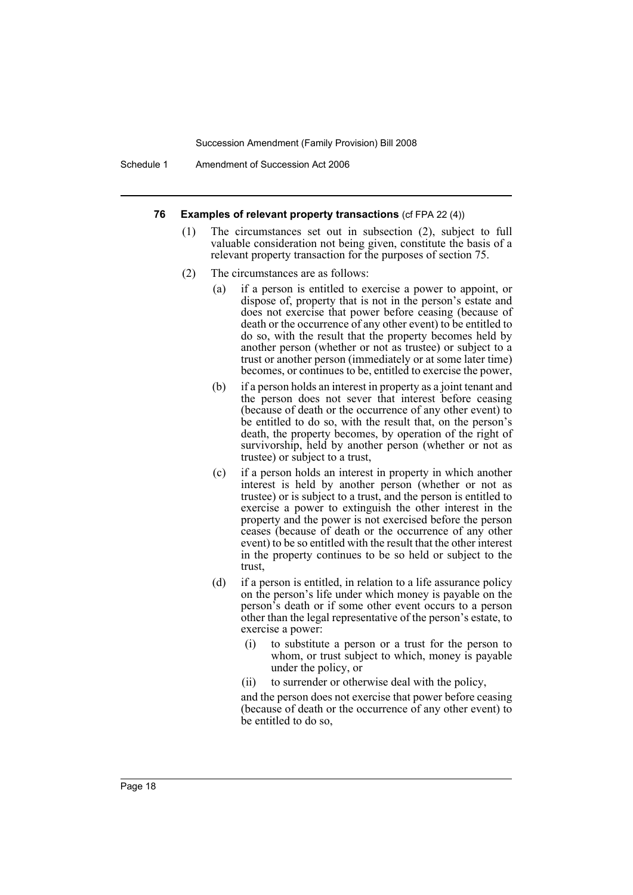#### 76 Examples of relevant property transactions (cf FPA 22 (4))

(1) The circumstances set out in subsection (2), subject to full valuable consideration not being given, constitute the basis of a relevant property transaction for the purposes of section 75.

(2) The circumstances are as follows:

- (a) if a person is entitled to exercise a power to appoint, or dispose of, property that is not in the person's estate and does not exercise that power before ceasing (because of death or the occurrence of any other event) to be entitled to do so, with the result that the property becomes held by another person (whether or not as trustee) or subject to a trust or another person (immediately or at some later time) becomes, or continues to be, entitled to exercise the power,
- (b) if a person holds an interest in property as a joint tenant and the person does not sever that interest before ceasing (because of death or the occurrence of any other event) to be entitled to do so, with the result that, on the person's death, the property becomes, by operation of the right of survivorship, held by another person (whether or not as trustee) or subject to a trust,
- (c) if a person holds an interest in property in which another interest is held by another person (whether or not as trustee) or is subject to a trust, and the person is entitled to exercise a power to extinguish the other interest in the property and the power is not exercised before the person ceases (because of death or the occurrence of any other event) to be so entitled with the result that the other interest in the property continues to be so held or subject to the trust,
- (d) if a person is entitled, in relation to a life assurance policy on the person's life under which money is payable on the person's death or if some other event occurs to a person other than the legal representative of the person's estate, to exercise a power:
  - (i) to substitute a person or a trust for the person to whom, or trust subject to which, money is payable under the policy, or
  - (ii) to surrender or otherwise deal with the policy,

  and the person does not exercise that power before ceasing (because of death or the occurrence of any other event) to be entitled to do so,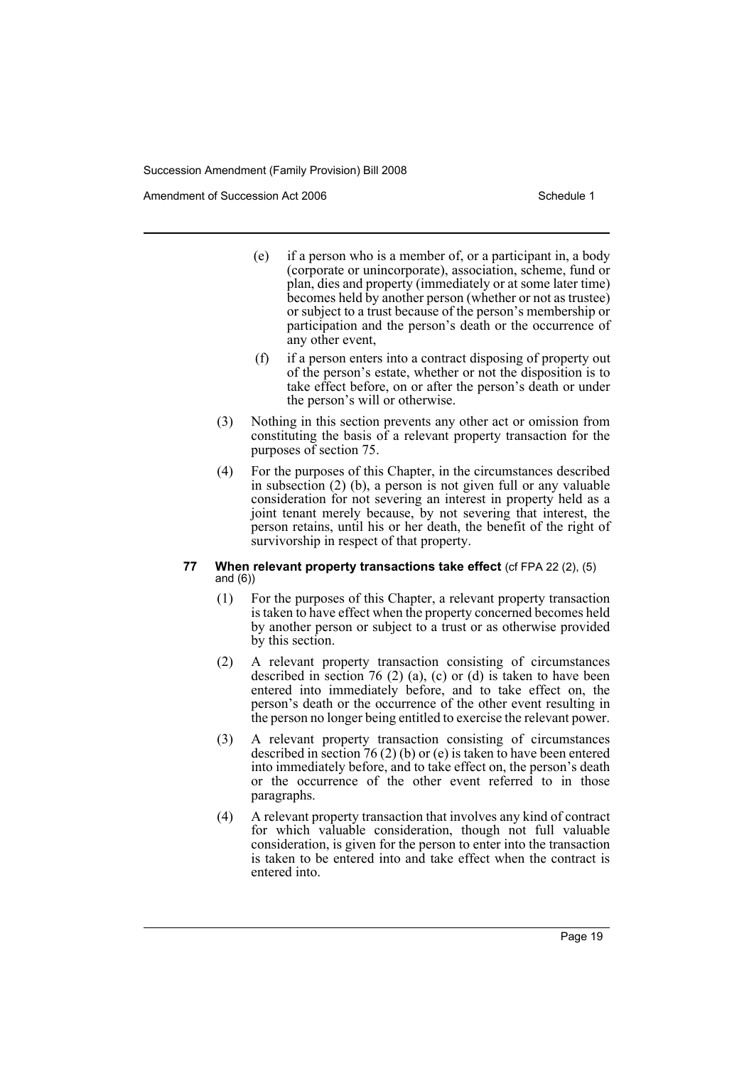(e) if a person who is a member of, or a participant in, a body (corporate or unincorporate), association, scheme, fund or plan, dies and property (immediately or at some later time) becomes held by another person (whether or not as trustee) or subject to a trust because of the person's membership or participation and the person's death or the occurrence of any other event,

(f) if a person enters into a contract disposing of property out of the person's estate, whether or not the disposition is to take effect before, on or after the person's death or under the person's will or otherwise.

(3) Nothing in this section prevents any other act or omission from constituting the basis of a relevant property transaction for the purposes of section 75.

(4) For the purposes of this Chapter, in the circumstances described in subsection (2) (b), a person is not given full or any valuable consideration for not severing an interest in property held as a joint tenant merely because, by not severing that interest, the person retains, until his or her death, the benefit of the right of survivorship in respect of that property.

**77 When relevant property transactions take effect** (cf FPA 22 (2), (5) and (6))

(1) For the purposes of this Chapter, a relevant property transaction is taken to have effect when the property concerned becomes held by another person or subject to a trust or as otherwise provided by this section.

(2) A relevant property transaction consisting of circumstances described in section 76 (2) (a), (c) or (d) is taken to have been entered into immediately before, and to take effect on, the person's death or the occurrence of the other event resulting in the person no longer being entitled to exercise the relevant power.

(3) A relevant property transaction consisting of circumstances described in section 76 (2) (b) or (e) is taken to have been entered into immediately before, and to take effect on, the person's death or the occurrence of the other event referred to in those paragraphs.

(4) A relevant property transaction that involves any kind of contract for which valuable consideration, though not full valuable consideration, is given for the person to enter into the transaction is taken to be entered into and take effect when the contract is entered into.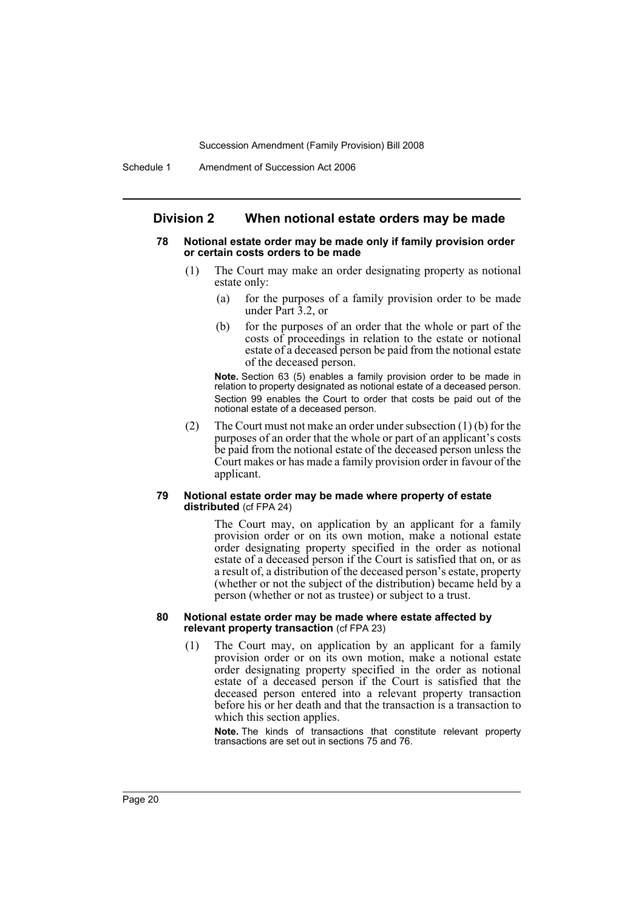## Division 2 When notional estate orders may be made

### 78 Notional estate order may be made only if family provision order or certain costs orders to be made

(1) The Court may make an order designating property as notional estate only:

(a) for the purposes of a family provision order to be made under Part 3.2, or

(b) for the purposes of an order that the whole or part of the costs of proceedings in relation to the estate or notional estate of a deceased person be paid from the notional estate of the deceased person.

**Note.** Section 63 (5) enables a family provision order to be made in relation to property designated as notional estate of a deceased person. Section 99 enables the Court to order that costs be paid out of the notional estate of a deceased person.

(2) The Court must not make an order under subsection (1) (b) for the purposes of an order that the whole or part of an applicant's costs be paid from the notional estate of the deceased person unless the Court makes or has made a family provision order in favour of the applicant.

### 79 Notional estate order may be made where property of estate distributed (cf FPA 24)

The Court may, on application by an applicant for a family provision order or on its own motion, make a notional estate order designating property specified in the order as notional estate of a deceased person if the Court is satisfied that on, or as a result of, a distribution of the deceased person's estate, property (whether or not the subject of the distribution) became held by a person (whether or not as trustee) or subject to a trust.

### 80 Notional estate order may be made where estate affected by relevant property transaction (cf FPA 23)

(1) The Court may, on application by an applicant for a family provision order or on its own motion, make a notional estate order designating property specified in the order as notional estate of a deceased person if the Court is satisfied that the deceased person entered into a relevant property transaction before his or her death and that the transaction is a transaction to which this section applies.

**Note.** The kinds of transactions that constitute relevant property transactions are set out in sections 75 and 76.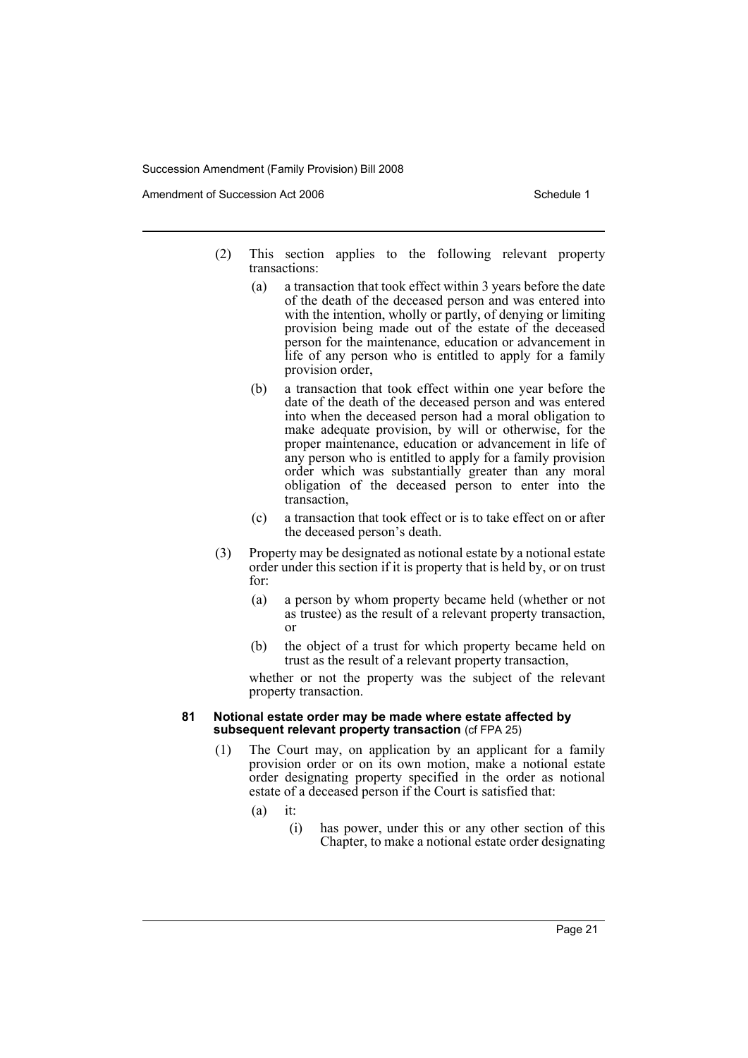(2) This section applies to the following relevant property transactions:

(a) a transaction that took effect within 3 years before the date of the death of the deceased person and was entered into with the intention, wholly or partly, of denying or limiting provision being made out of the estate of the deceased person for the maintenance, education or advancement in life of any person who is entitled to apply for a family provision order,

(b) a transaction that took effect within one year before the date of the death of the deceased person and was entered into when the deceased person had a moral obligation to make adequate provision, by will or otherwise, for the proper maintenance, education or advancement in life of any person who is entitled to apply for a family provision order which was substantially greater than any moral obligation of the deceased person to enter into the transaction,

(c) a transaction that took effect or is to take effect on or after the deceased person's death.

(3) Property may be designated as notional estate by a notional estate order under this section if it is property that is held by, or on trust for:

(a) a person by whom property became held (whether or not as trustee) as the result of a relevant property transaction, or

(b) the object of a trust for which property became held on trust as the result of a relevant property transaction,

whether or not the property was the subject of the relevant property transaction.

**81 Notional estate order may be made where estate affected by subsequent relevant property transaction** (cf FPA 25)

(1) The Court may, on application by an applicant for a family provision order or on its own motion, make a notional estate order designating property specified in the order as notional estate of a deceased person if the Court is satisfied that:

(a) it:

(i) has power, under this or any other section of this Chapter, to make a notional estate order designating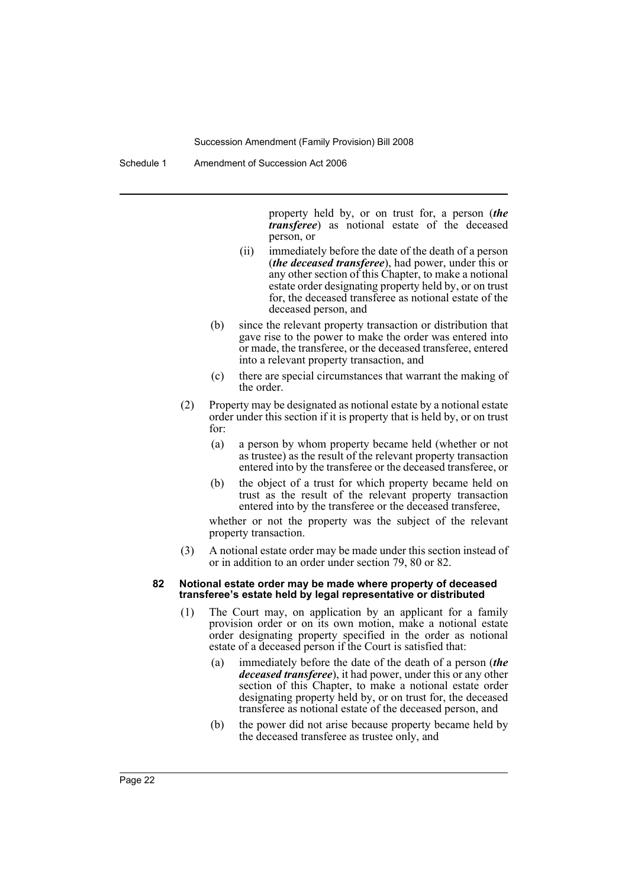property held by, or on trust for, a person (***the transferee***) as notional estate of the deceased person, or

(ii) immediately before the date of the death of a person (***the deceased transferee***), had power, under this or any other section of this Chapter, to make a notional estate order designating property held by, or on trust for, the deceased transferee as notional estate of the deceased person, and

(b) since the relevant property transaction or distribution that gave rise to the power to make the order was entered into or made, the transferee, or the deceased transferee, entered into a relevant property transaction, and

(c) there are special circumstances that warrant the making of the order.

(2) Property may be designated as notional estate by a notional estate order under this section if it is property that is held by, or on trust for:

(a) a person by whom property became held (whether or not as trustee) as the result of the relevant property transaction entered into by the transferee or the deceased transferee, or

(b) the object of a trust for which property became held on trust as the result of the relevant property transaction entered into by the transferee or the deceased transferee,

whether or not the property was the subject of the relevant property transaction.

(3) A notional estate order may be made under this section instead of or in addition to an order under section 79, 80 or 82.

#### 82 Notional estate order may be made where property of deceased transferee's estate held by legal representative or distributed

(1) The Court may, on application by an applicant for a family provision order or on its own motion, make a notional estate order designating property specified in the order as notional estate of a deceased person if the Court is satisfied that:

(a) immediately before the date of the death of a person (***the deceased transferee***), it had power, under this or any other section of this Chapter, to make a notional estate order designating property held by, or on trust for, the deceased transferee as notional estate of the deceased person, and

(b) the power did not arise because property became held by the deceased transferee as trustee only, and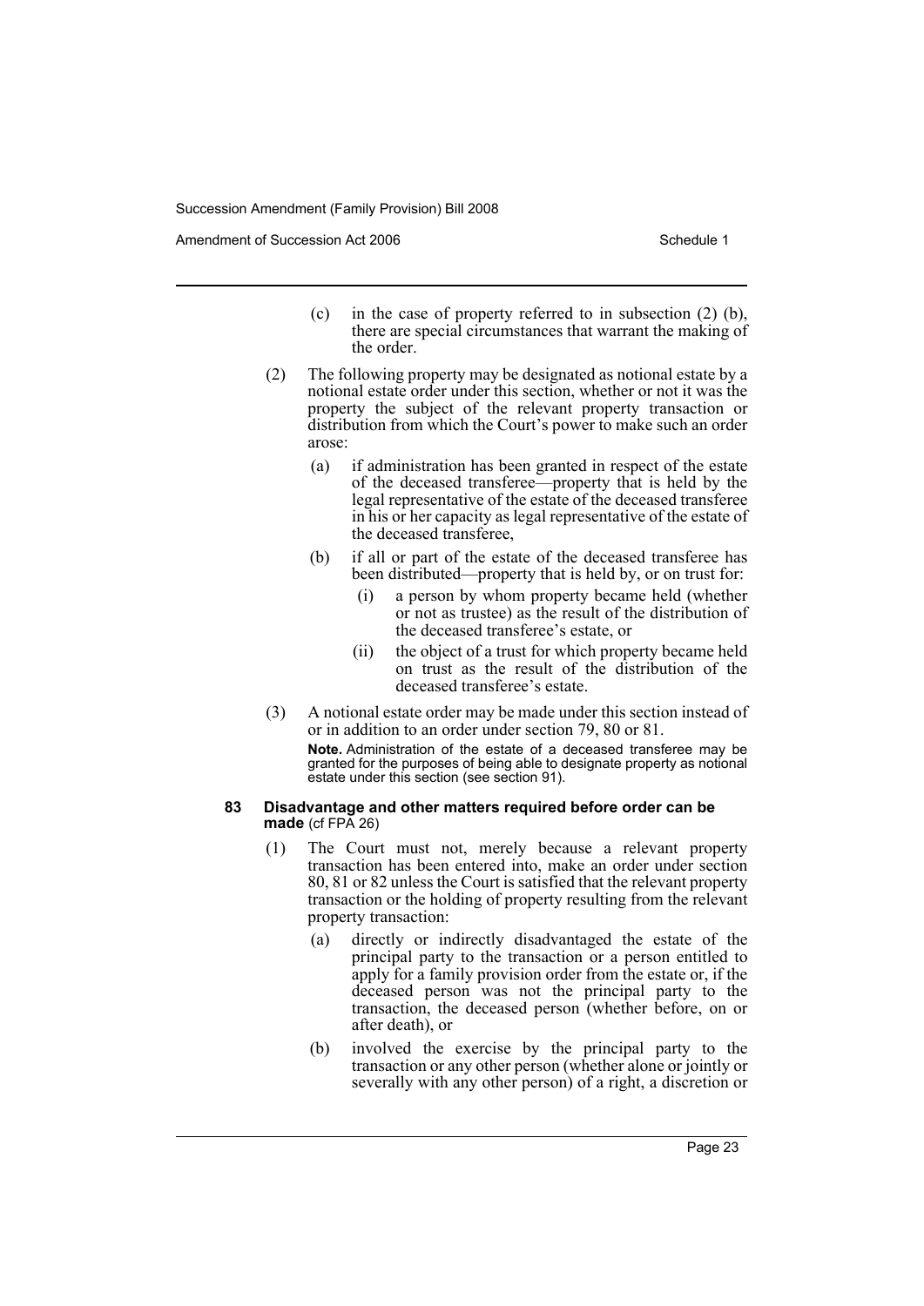(c) in the case of property referred to in subsection (2) (b), there are special circumstances that warrant the making of the order.

(2) The following property may be designated as notional estate by a notional estate order under this section, whether or not it was the property the subject of the relevant property transaction or distribution from which the Court's power to make such an order arose:

(a) if administration has been granted in respect of the estate of the deceased transferee—property that is held by the legal representative of the estate of the deceased transferee in his or her capacity as legal representative of the estate of the deceased transferee,

(b) if all or part of the estate of the deceased transferee has been distributed—property that is held by, or on trust for:

(i) a person by whom property became held (whether or not as trustee) as the result of the distribution of the deceased transferee's estate, or

(ii) the object of a trust for which property became held on trust as the result of the distribution of the deceased transferee's estate.

(3) A notional estate order may be made under this section instead of or in addition to an order under section 79, 80 or 81.

**Note.** Administration of the estate of a deceased transferee may be granted for the purposes of being able to designate property as notional estate under this section (see section 91).

#### 83 Disadvantage and other matters required before order can be made (cf FPA 26)

(1) The Court must not, merely because a relevant property transaction has been entered into, make an order under section 80, 81 or 82 unless the Court is satisfied that the relevant property transaction or the holding of property resulting from the relevant property transaction:

(a) directly or indirectly disadvantaged the estate of the principal party to the transaction or a person entitled to apply for a family provision order from the estate or, if the deceased person was not the principal party to the transaction, the deceased person (whether before, on or after death), or

(b) involved the exercise by the principal party to the transaction or any other person (whether alone or jointly or severally with any other person) of a right, a discretion or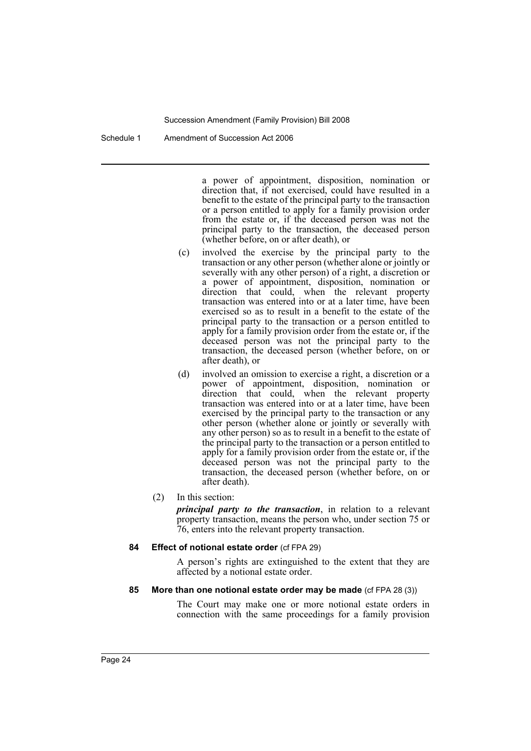a power of appointment, disposition, nomination or direction that, if not exercised, could have resulted in a benefit to the estate of the principal party to the transaction or a person entitled to apply for a family provision order from the estate or, if the deceased person was not the principal party to the transaction, the deceased person (whether before, on or after death), or

(c) involved the exercise by the principal party to the transaction or any other person (whether alone or jointly or severally with any other person) of a right, a discretion or a power of appointment, disposition, nomination or direction that could, when the relevant property transaction was entered into or at a later time, have been exercised so as to result in a benefit to the estate of the principal party to the transaction or a person entitled to apply for a family provision order from the estate or, if the deceased person was not the principal party to the transaction, the deceased person (whether before, on or after death), or

(d) involved an omission to exercise a right, a discretion or a power of appointment, disposition, nomination or direction that could, when the relevant property transaction was entered into or at a later time, have been exercised by the principal party to the transaction or any other person (whether alone or jointly or severally with any other person) so as to result in a benefit to the estate of the principal party to the transaction or a person entitled to apply for a family provision order from the estate or, if the deceased person was not the principal party to the transaction, the deceased person (whether before, on or after death).

(2) In this section:

***principal party to the transaction***, in relation to a relevant property transaction, means the person who, under section 75 or 76, enters into the relevant property transaction.

**84 Effect of notional estate order** (cf FPA 29)

A person's rights are extinguished to the extent that they are affected by a notional estate order.

**85 More than one notional estate order may be made** (cf FPA 28 (3))

The Court may make one or more notional estate orders in connection with the same proceedings for a family provision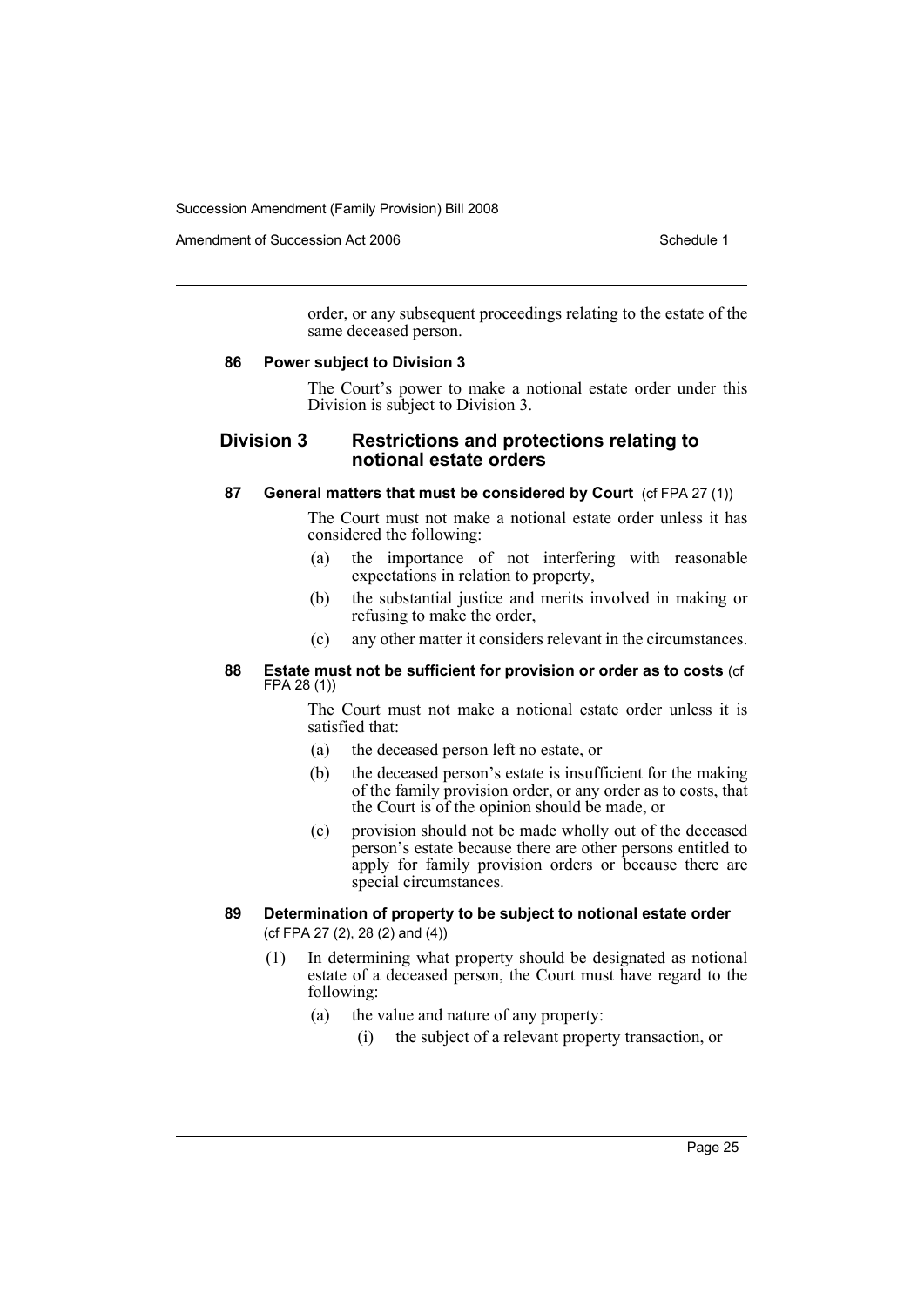order, or any subsequent proceedings relating to the estate of the same deceased person.

#### 86 Power subject to Division 3

The Court's power to make a notional estate order under this Division is subject to Division 3.

### Division 3 Restrictions and protections relating to notional estate orders

#### 87 General matters that must be considered by Court (cf FPA 27 (1))

The Court must not make a notional estate order unless it has considered the following:

- (a) the importance of not interfering with reasonable expectations in relation to property,
- (b) the substantial justice and merits involved in making or refusing to make the order,
- (c) any other matter it considers relevant in the circumstances.

#### 88 Estate must not be sufficient for provision or order as to costs (cf FPA 28 (1))

The Court must not make a notional estate order unless it is satisfied that:

- (a) the deceased person left no estate, or
- (b) the deceased person's estate is insufficient for the making of the family provision order, or any order as to costs, that the Court is of the opinion should be made, or
- (c) provision should not be made wholly out of the deceased person's estate because there are other persons entitled to apply for family provision orders or because there are special circumstances.

#### 89 Determination of property to be subject to notional estate order (cf FPA 27 (2), 28 (2) and (4))

(1) In determining what property should be designated as notional estate of a deceased person, the Court must have regard to the following:

- (a) the value and nature of any property:
  - (i) the subject of a relevant property transaction, or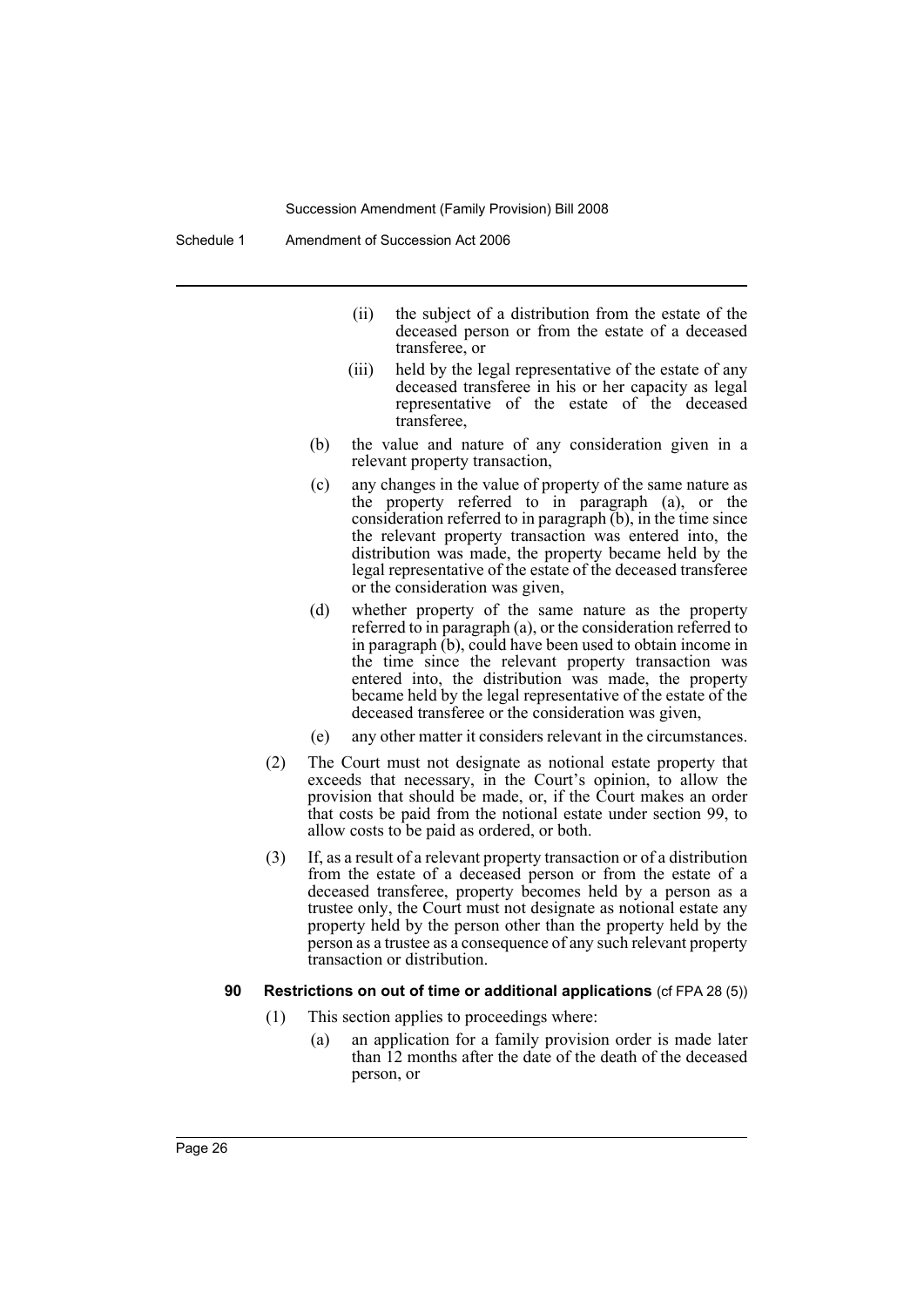(ii) the subject of a distribution from the estate of the deceased person or from the estate of a deceased transferee, or

(iii) held by the legal representative of the estate of any deceased transferee in his or her capacity as legal representative of the estate of the deceased transferee,

(b) the value and nature of any consideration given in a relevant property transaction,

(c) any changes in the value of property of the same nature as the property referred to in paragraph (a), or the consideration referred to in paragraph (b), in the time since the relevant property transaction was entered into, the distribution was made, the property became held by the legal representative of the estate of the deceased transferee or the consideration was given,

(d) whether property of the same nature as the property referred to in paragraph (a), or the consideration referred to in paragraph (b), could have been used to obtain income in the time since the relevant property transaction was entered into, the distribution was made, the property became held by the legal representative of the estate of the deceased transferee or the consideration was given,

(e) any other matter it considers relevant in the circumstances.

(2) The Court must not designate as notional estate property that exceeds that necessary, in the Court's opinion, to allow the provision that should be made, or, if the Court makes an order that costs be paid from the notional estate under section 99, to allow costs to be paid as ordered, or both.

(3) If, as a result of a relevant property transaction or of a distribution from the estate of a deceased person or from the estate of a deceased transferee, property becomes held by a person as a trustee only, the Court must not designate as notional estate any property held by the person other than the property held by the person as a trustee as a consequence of any such relevant property transaction or distribution.

**90 Restrictions on out of time or additional applications** (cf FPA 28 (5))

(1) This section applies to proceedings where:

(a) an application for a family provision order is made later than 12 months after the date of the death of the deceased person, or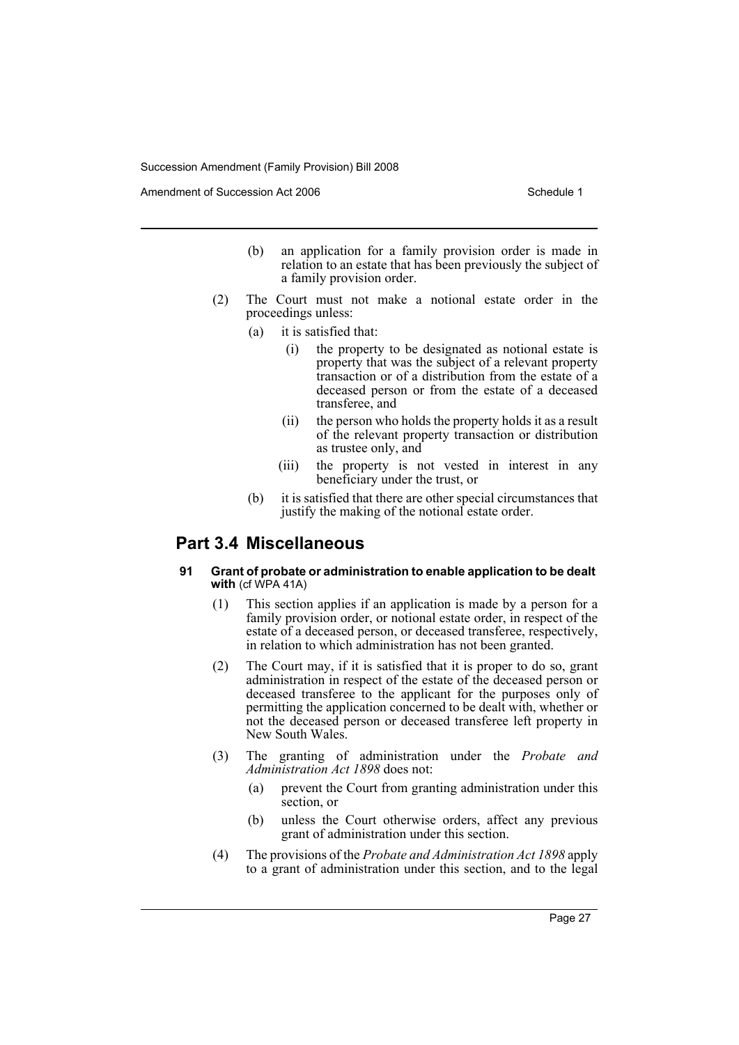(b) an application for a family provision order is made in relation to an estate that has been previously the subject of a family provision order.

(2) The Court must not make a notional estate order in the proceedings unless:

(a) it is satisfied that:

(i) the property to be designated as notional estate is property that was the subject of a relevant property transaction or of a distribution from the estate of a deceased person or from the estate of a deceased transferee, and

(ii) the person who holds the property holds it as a result of the relevant property transaction or distribution as trustee only, and

(iii) the property is not vested in interest in any beneficiary under the trust, or

(b) it is satisfied that there are other special circumstances that justify the making of the notional estate order.

## Part 3.4 Miscellaneous

#### 91 Grant of probate or administration to enable application to be dealt with (cf WPA 41A)

(1) This section applies if an application is made by a person for a family provision order, or notional estate order, in respect of the estate of a deceased person, or deceased transferee, respectively, in relation to which administration has not been granted.

(2) The Court may, if it is satisfied that it is proper to do so, grant administration in respect of the estate of the deceased person or deceased transferee to the applicant for the purposes only of permitting the application concerned to be dealt with, whether or not the deceased person or deceased transferee left property in New South Wales.

(3) The granting of administration under the *Probate and Administration Act 1898* does not:

(a) prevent the Court from granting administration under this section, or

(b) unless the Court otherwise orders, affect any previous grant of administration under this section.

(4) The provisions of the *Probate and Administration Act 1898* apply to a grant of administration under this section, and to the legal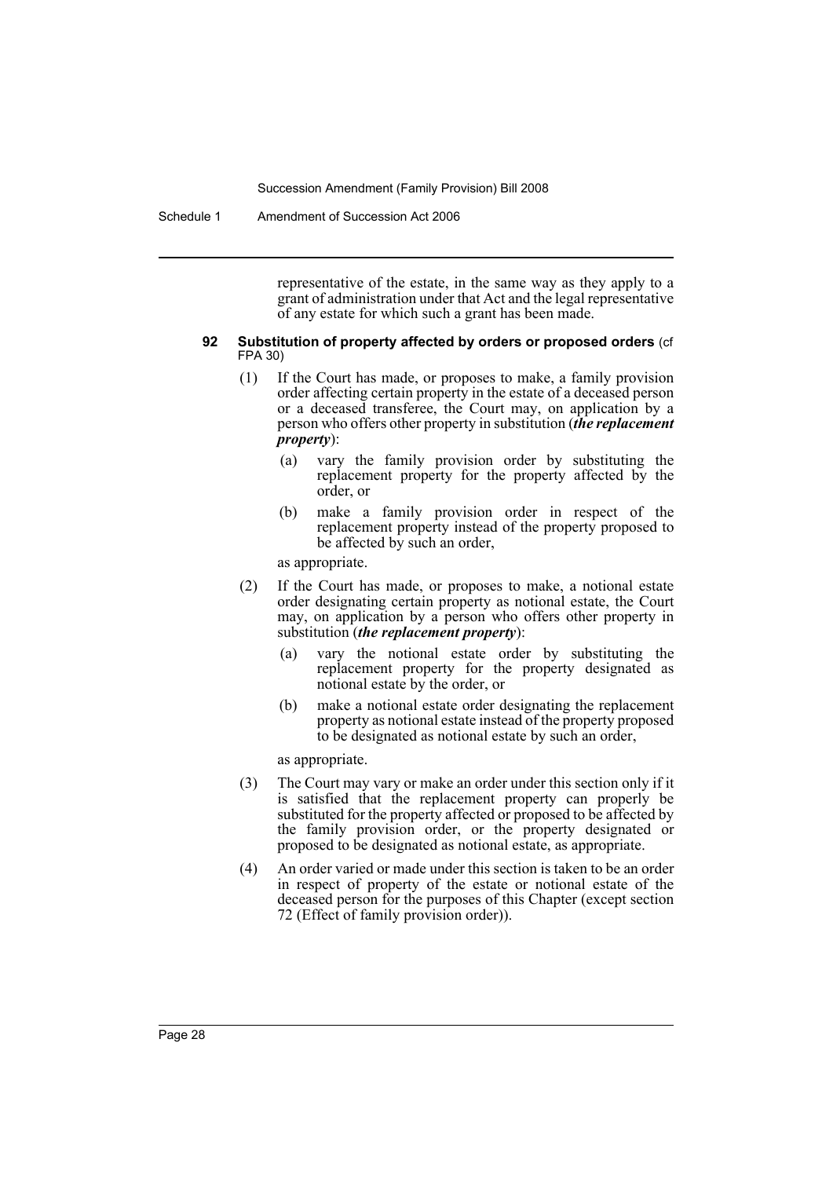representative of the estate, in the same way as they apply to a grant of administration under that Act and the legal representative of any estate for which such a grant has been made.

**92 Substitution of property affected by orders or proposed orders** (cf FPA 30)

(1) If the Court has made, or proposes to make, a family provision order affecting certain property in the estate of a deceased person or a deceased transferee, the Court may, on application by a person who offers other property in substitution (***the replacement property***):

(a) vary the family provision order by substituting the replacement property for the property affected by the order, or

(b) make a family provision order in respect of the replacement property instead of the property proposed to be affected by such an order,

as appropriate.

(2) If the Court has made, or proposes to make, a notional estate order designating certain property as notional estate, the Court may, on application by a person who offers other property in substitution (***the replacement property***):

(a) vary the notional estate order by substituting the replacement property for the property designated as notional estate by the order, or

(b) make a notional estate order designating the replacement property as notional estate instead of the property proposed to be designated as notional estate by such an order,

as appropriate.

(3) The Court may vary or make an order under this section only if it is satisfied that the replacement property can properly be substituted for the property affected or proposed to be affected by the family provision order, or the property designated or proposed to be designated as notional estate, as appropriate.

(4) An order varied or made under this section is taken to be an order in respect of property of the estate or notional estate of the deceased person for the purposes of this Chapter (except section 72 (Effect of family provision order)).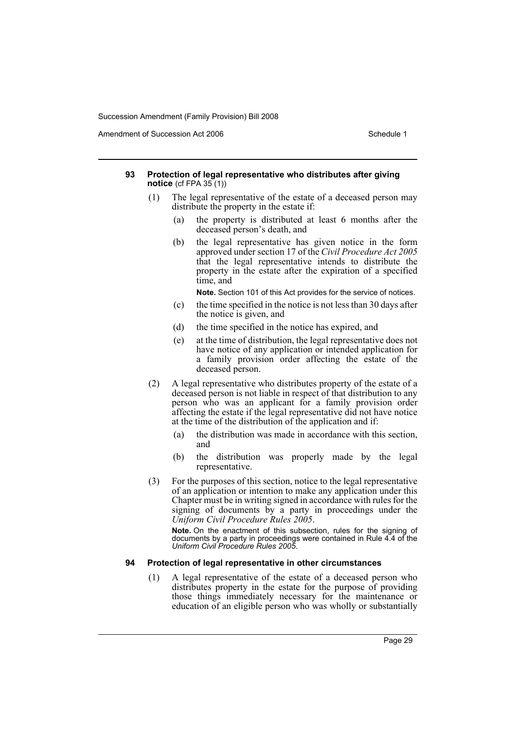#### 93 Protection of legal representative who distributes after giving notice (cf FPA 35 (1))

(1) The legal representative of the estate of a deceased person may distribute the property in the estate if:

- (a) the property is distributed at least 6 months after the deceased person's death, and
- (b) the legal representative has given notice in the form approved under section 17 of the *Civil Procedure Act 2005* that the legal representative intends to distribute the property in the estate after the expiration of a specified time, and

  **Note.** Section 101 of this Act provides for the service of notices.

- (c) the time specified in the notice is not less than 30 days after the notice is given, and
- (d) the time specified in the notice has expired, and
- (e) at the time of distribution, the legal representative does not have notice of any application or intended application for a family provision order affecting the estate of the deceased person.

(2) A legal representative who distributes property of the estate of a deceased person is not liable in respect of that distribution to any person who was an applicant for a family provision order affecting the estate if the legal representative did not have notice at the time of the distribution of the application and if:

- (a) the distribution was made in accordance with this section, and
- (b) the distribution was properly made by the legal representative.

(3) For the purposes of this section, notice to the legal representative of an application or intention to make any application under this Chapter must be in writing signed in accordance with rules for the signing of documents by a party in proceedings under the *Uniform Civil Procedure Rules 2005*.

**Note.** On the enactment of this subsection, rules for the signing of documents by a party in proceedings were contained in Rule 4.4 of the *Uniform Civil Procedure Rules 2005*.

#### 94 Protection of legal representative in other circumstances

(1) A legal representative of the estate of a deceased person who distributes property in the estate for the purpose of providing those things immediately necessary for the maintenance or education of an eligible person who was wholly or substantially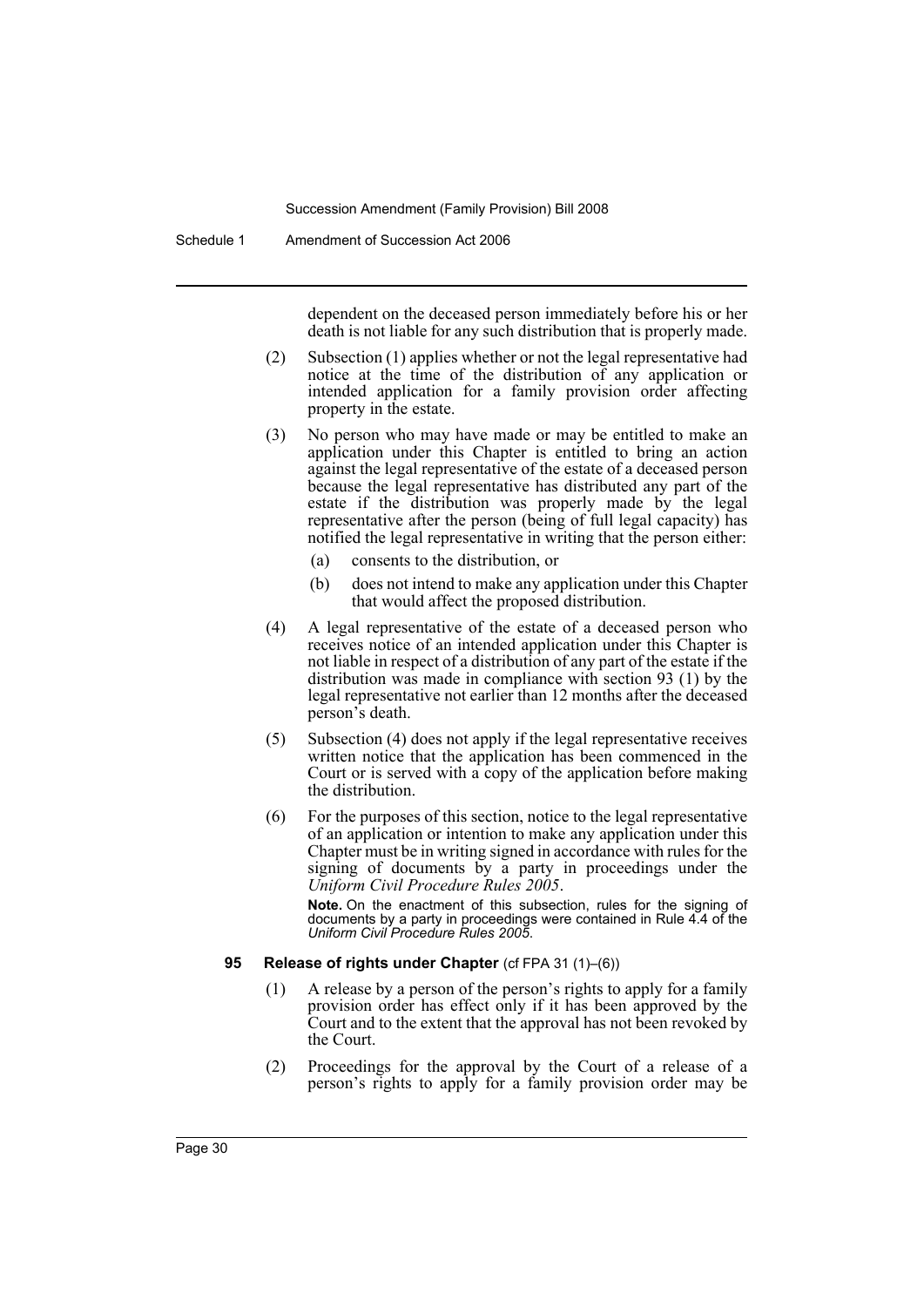dependent on the deceased person immediately before his or her death is not liable for any such distribution that is properly made.

(2) Subsection (1) applies whether or not the legal representative had notice at the time of the distribution of any application or intended application for a family provision order affecting property in the estate.

(3) No person who may have made or may be entitled to make an application under this Chapter is entitled to bring an action against the legal representative of the estate of a deceased person because the legal representative has distributed any part of the estate if the distribution was properly made by the legal representative after the person (being of full legal capacity) has notified the legal representative in writing that the person either:

(a) consents to the distribution, or

(b) does not intend to make any application under this Chapter that would affect the proposed distribution.

(4) A legal representative of the estate of a deceased person who receives notice of an intended application under this Chapter is not liable in respect of a distribution of any part of the estate if the distribution was made in compliance with section 93 (1) by the legal representative not earlier than 12 months after the deceased person's death.

(5) Subsection (4) does not apply if the legal representative receives written notice that the application has been commenced in the Court or is served with a copy of the application before making the distribution.

(6) For the purposes of this section, notice to the legal representative of an application or intention to make any application under this Chapter must be in writing signed in accordance with rules for the signing of documents by a party in proceedings under the *Uniform Civil Procedure Rules 2005*.

**Note.** On the enactment of this subsection, rules for the signing of documents by a party in proceedings were contained in Rule 4.4 of the *Uniform Civil Procedure Rules 2005*.

**95 Release of rights under Chapter** (cf FPA 31 (1)–(6))

(1) A release by a person of the person's rights to apply for a family provision order has effect only if it has been approved by the Court and to the extent that the approval has not been revoked by the Court.

(2) Proceedings for the approval by the Court of a release of a person's rights to apply for a family provision order may be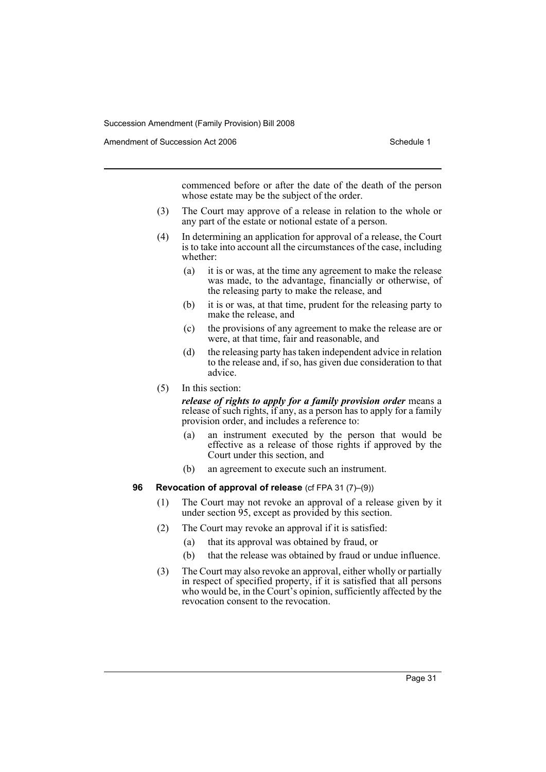commenced before or after the date of the death of the person whose estate may be the subject of the order.

(3) The Court may approve of a release in relation to the whole or any part of the estate or notional estate of a person.

(4) In determining an application for approval of a release, the Court is to take into account all the circumstances of the case, including whether:

- (a) it is or was, at the time any agreement to make the release was made, to the advantage, financially or otherwise, of the releasing party to make the release, and
- (b) it is or was, at that time, prudent for the releasing party to make the release, and
- (c) the provisions of any agreement to make the release are or were, at that time, fair and reasonable, and
- (d) the releasing party has taken independent advice in relation to the release and, if so, has given due consideration to that advice.

(5) In this section:

***release of rights to apply for a family provision order*** means a release of such rights, if any, as a person has to apply for a family provision order, and includes a reference to:

- (a) an instrument executed by the person that would be effective as a release of those rights if approved by the Court under this section, and
- (b) an agreement to execute such an instrument.

### 96 Revocation of approval of release (cf FPA 31 (7)–(9))

(1) The Court may not revoke an approval of a release given by it under section 95, except as provided by this section.

(2) The Court may revoke an approval if it is satisfied:

- (a) that its approval was obtained by fraud, or
- (b) that the release was obtained by fraud or undue influence.

(3) The Court may also revoke an approval, either wholly or partially in respect of specified property, if it is satisfied that all persons who would be, in the Court's opinion, sufficiently affected by the revocation consent to the revocation.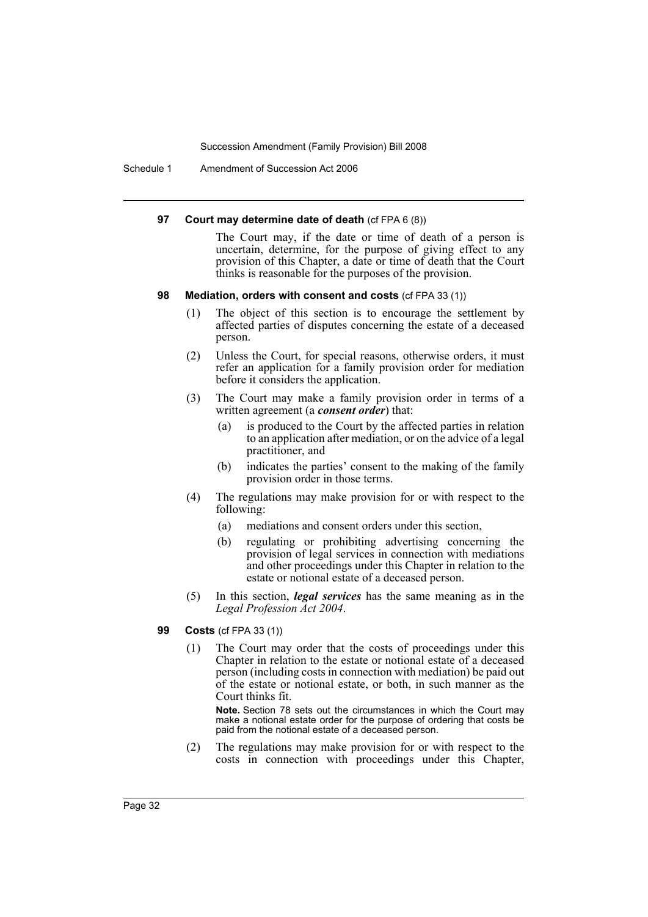### 97 Court may determine date of death (cf FPA 6 (8))

The Court may, if the date or time of death of a person is uncertain, determine, for the purpose of giving effect to any provision of this Chapter, a date or time of death that the Court thinks is reasonable for the purposes of the provision.

### 98 Mediation, orders with consent and costs (cf FPA 33 (1))

(1) The object of this section is to encourage the settlement by affected parties of disputes concerning the estate of a deceased person.

(2) Unless the Court, for special reasons, otherwise orders, it must refer an application for a family provision order for mediation before it considers the application.

(3) The Court may make a family provision order in terms of a written agreement (a ***consent order***) that:

- (a) is produced to the Court by the affected parties in relation to an application after mediation, or on the advice of a legal practitioner, and
- (b) indicates the parties' consent to the making of the family provision order in those terms.

(4) The regulations may make provision for or with respect to the following:

- (a) mediations and consent orders under this section,
- (b) regulating or prohibiting advertising concerning the provision of legal services in connection with mediations and other proceedings under this Chapter in relation to the estate or notional estate of a deceased person.

(5) In this section, ***legal services*** has the same meaning as in the *Legal Profession Act 2004*.

### 99 Costs (cf FPA 33 (1))

(1) The Court may order that the costs of proceedings under this Chapter in relation to the estate or notional estate of a deceased person (including costs in connection with mediation) be paid out of the estate or notional estate, or both, in such manner as the Court thinks fit.

**Note.** Section 78 sets out the circumstances in which the Court may make a notional estate order for the purpose of ordering that costs be paid from the notional estate of a deceased person.

(2) The regulations may make provision for or with respect to the costs in connection with proceedings under this Chapter,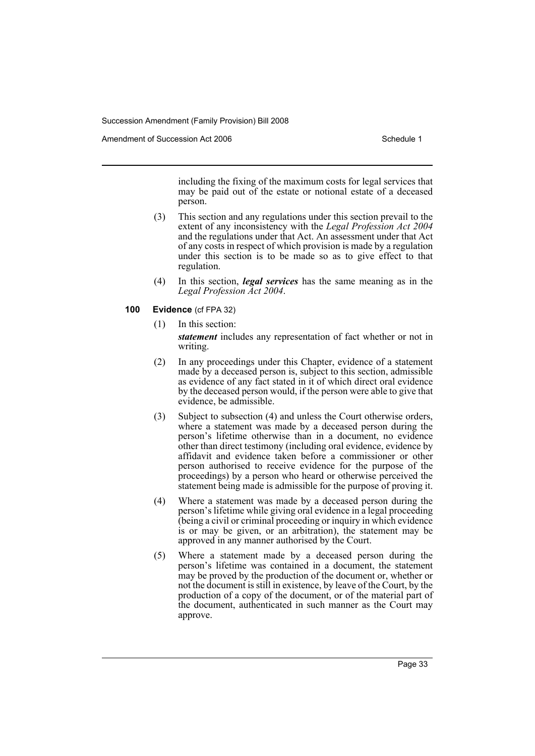including the fixing of the maximum costs for legal services that may be paid out of the estate or notional estate of a deceased person.

(3) This section and any regulations under this section prevail to the extent of any inconsistency with the *Legal Profession Act 2004* and the regulations under that Act. An assessment under that Act of any costs in respect of which provision is made by a regulation under this section is to be made so as to give effect to that regulation.

(4) In this section, ***legal services*** has the same meaning as in the *Legal Profession Act 2004*.

**100 Evidence** (cf FPA 32)

(1) In this section:

***statement*** includes any representation of fact whether or not in writing.

(2) In any proceedings under this Chapter, evidence of a statement made by a deceased person is, subject to this section, admissible as evidence of any fact stated in it of which direct oral evidence by the deceased person would, if the person were able to give that evidence, be admissible.

(3) Subject to subsection (4) and unless the Court otherwise orders, where a statement was made by a deceased person during the person's lifetime otherwise than in a document, no evidence other than direct testimony (including oral evidence, evidence by affidavit and evidence taken before a commissioner or other person authorised to receive evidence for the purpose of the proceedings) by a person who heard or otherwise perceived the statement being made is admissible for the purpose of proving it.

(4) Where a statement was made by a deceased person during the person's lifetime while giving oral evidence in a legal proceeding (being a civil or criminal proceeding or inquiry in which evidence is or may be given, or an arbitration), the statement may be approved in any manner authorised by the Court.

(5) Where a statement made by a deceased person during the person's lifetime was contained in a document, the statement may be proved by the production of the document or, whether or not the document is still in existence, by leave of the Court, by the production of a copy of the document, or of the material part of the document, authenticated in such manner as the Court may approve.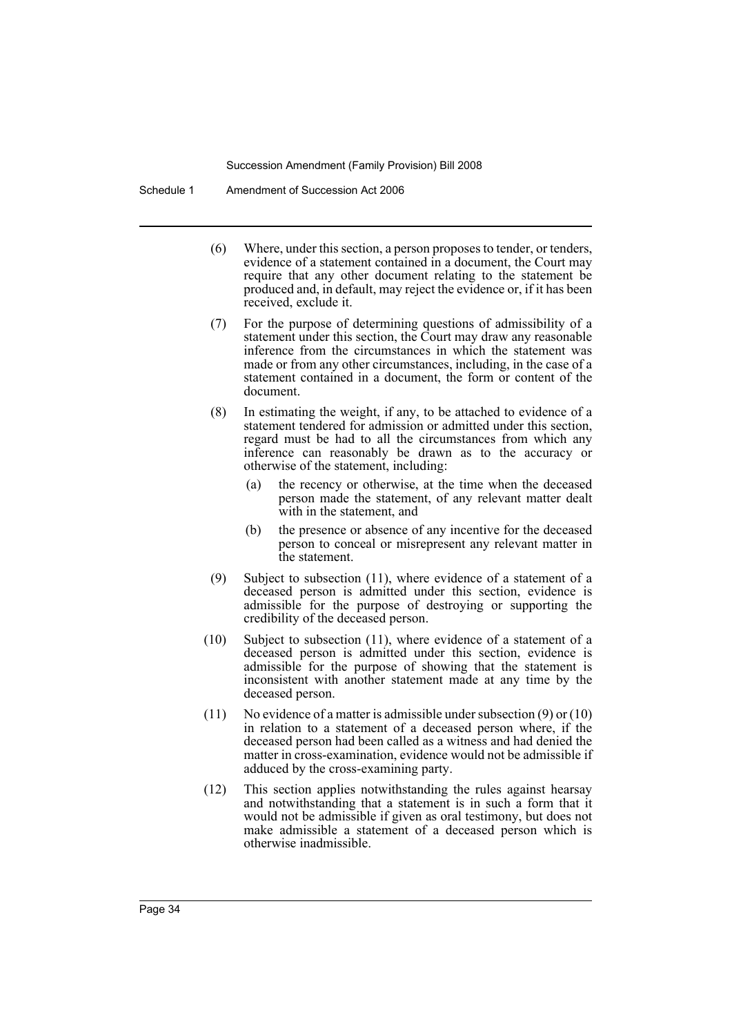(6) Where, under this section, a person proposes to tender, or tenders, evidence of a statement contained in a document, the Court may require that any other document relating to the statement be produced and, in default, may reject the evidence or, if it has been received, exclude it.

(7) For the purpose of determining questions of admissibility of a statement under this section, the Court may draw any reasonable inference from the circumstances in which the statement was made or from any other circumstances, including, in the case of a statement contained in a document, the form or content of the document.

(8) In estimating the weight, if any, to be attached to evidence of a statement tendered for admission or admitted under this section, regard must be had to all the circumstances from which any inference can reasonably be drawn as to the accuracy or otherwise of the statement, including:

- (a) the recency or otherwise, at the time when the deceased person made the statement, of any relevant matter dealt with in the statement, and
- (b) the presence or absence of any incentive for the deceased person to conceal or misrepresent any relevant matter in the statement.

(9) Subject to subsection (11), where evidence of a statement of a deceased person is admitted under this section, evidence is admissible for the purpose of destroying or supporting the credibility of the deceased person.

(10) Subject to subsection (11), where evidence of a statement of a deceased person is admitted under this section, evidence is admissible for the purpose of showing that the statement is inconsistent with another statement made at any time by the deceased person.

(11) No evidence of a matter is admissible under subsection (9) or (10) in relation to a statement of a deceased person where, if the deceased person had been called as a witness and had denied the matter in cross-examination, evidence would not be admissible if adduced by the cross-examining party.

(12) This section applies notwithstanding the rules against hearsay and notwithstanding that a statement is in such a form that it would not be admissible if given as oral testimony, but does not make admissible a statement of a deceased person which is otherwise inadmissible.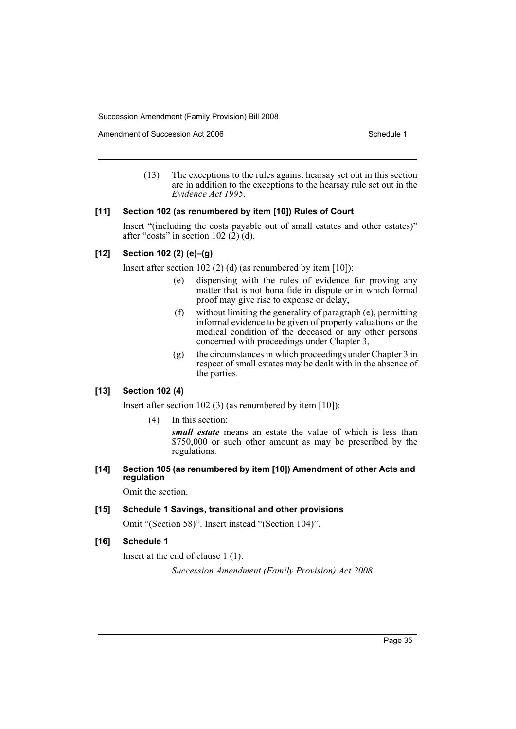(13) The exceptions to the rules against hearsay set out in this section are in addition to the exceptions to the hearsay rule set out in the *Evidence Act 1995*.

### [11] Section 102 (as renumbered by item [10]) Rules of Court

Insert "(including the costs payable out of small estates and other estates)" after "costs" in section 102 (2) (d).

### [12] Section 102 (2) (e)–(g)

Insert after section 102 (2) (d) (as renumbered by item [10]):

(e) dispensing with the rules of evidence for proving any matter that is not bona fide in dispute or in which formal proof may give rise to expense or delay,

(f) without limiting the generality of paragraph (e), permitting informal evidence to be given of property valuations or the medical condition of the deceased or any other persons concerned with proceedings under Chapter 3,

(g) the circumstances in which proceedings under Chapter 3 in respect of small estates may be dealt with in the absence of the parties.

### [13] Section 102 (4)

Insert after section 102 (3) (as renumbered by item [10]):

(4) In this section:

***small estate*** means an estate the value of which is less than $750,000 or such other amount as may be prescribed by the regulations.

### [14] Section 105 (as renumbered by item [10]) Amendment of other Acts and regulation

Omit the section.

### [15] Schedule 1 Savings, transitional and other provisions

Omit "(Section 58)". Insert instead "(Section 104)".

### [16] Schedule 1

Insert at the end of clause 1 (1):

*Succession Amendment (Family Provision) Act 2008*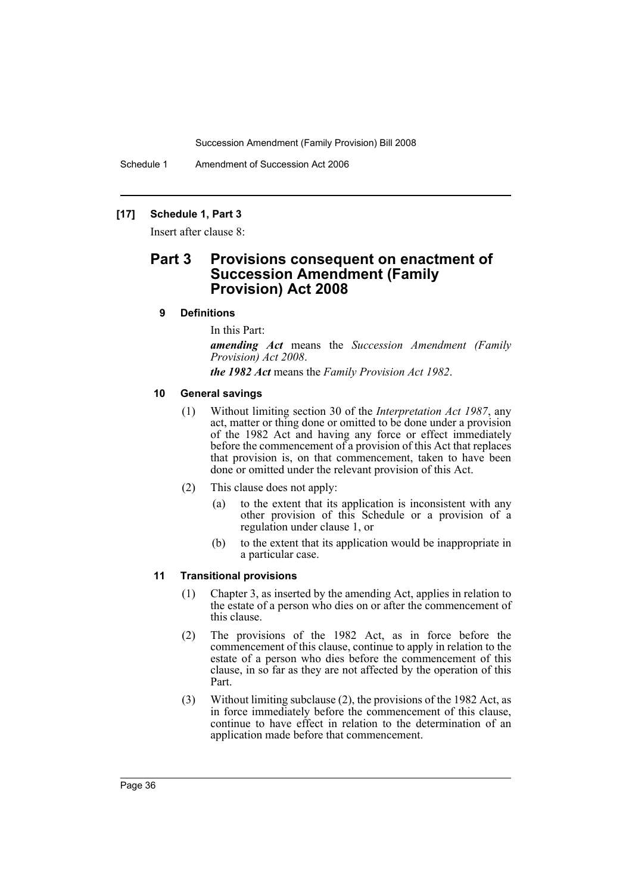**[17] Schedule 1, Part 3**

Insert after clause 8:

## Part 3 Provisions consequent on enactment of Succession Amendment (Family Provision) Act 2008

### 9 Definitions

In this Part:

***amending Act*** means the *Succession Amendment (Family Provision) Act 2008*.

***the 1982 Act*** means the *Family Provision Act 1982*.

### 10 General savings

(1) Without limiting section 30 of the *Interpretation Act 1987*, any act, matter or thing done or omitted to be done under a provision of the 1982 Act and having any force or effect immediately before the commencement of a provision of this Act that replaces that provision is, on that commencement, taken to have been done or omitted under the relevant provision of this Act.

(2) This clause does not apply:

- (a) to the extent that its application is inconsistent with any other provision of this Schedule or a provision of a regulation under clause 1, or
- (b) to the extent that its application would be inappropriate in a particular case.

### 11 Transitional provisions

(1) Chapter 3, as inserted by the amending Act, applies in relation to the estate of a person who dies on or after the commencement of this clause.

(2) The provisions of the 1982 Act, as in force before the commencement of this clause, continue to apply in relation to the estate of a person who dies before the commencement of this clause, in so far as they are not affected by the operation of this Part.

(3) Without limiting subclause (2), the provisions of the 1982 Act, as in force immediately before the commencement of this clause, continue to have effect in relation to the determination of an application made before that commencement.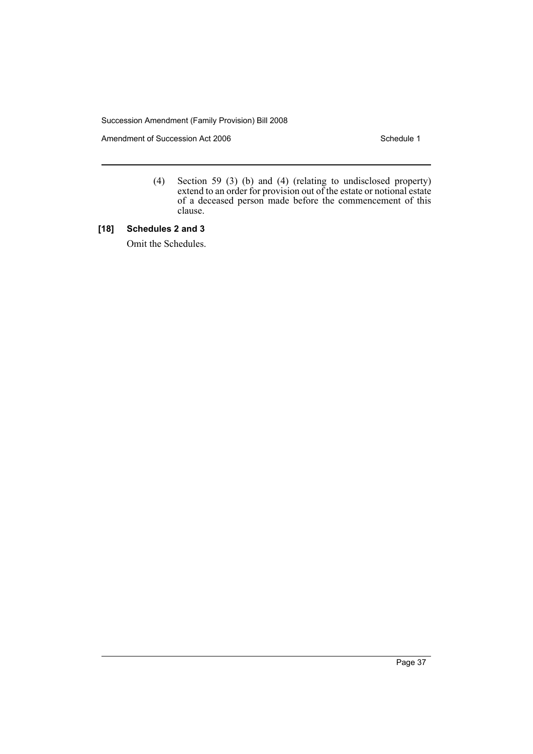(4) Section 59 (3) (b) and (4) (relating to undisclosed property) extend to an order for provision out of the estate or notional estate of a deceased person made before the commencement of this clause.

**[18] Schedules 2 and 3**

Omit the Schedules.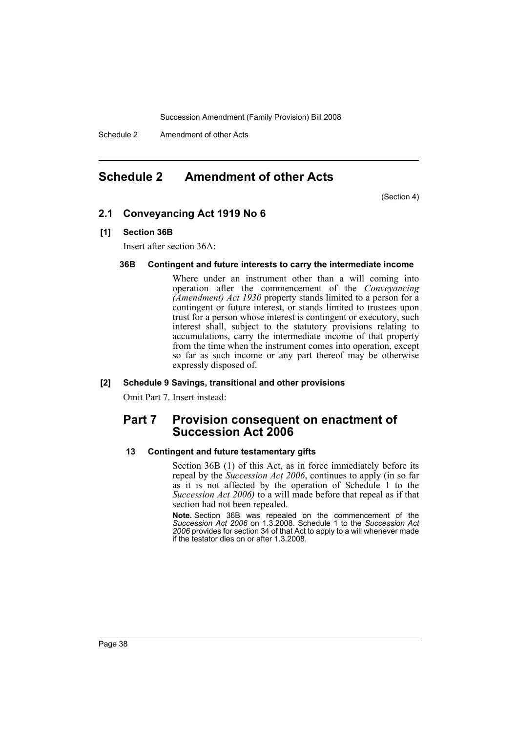# Schedule 2 Amendment of other Acts

(Section 4)

## 2.1 Conveyancing Act 1919 No 6

### [1] Section 36B

Insert after section 36A:

#### 36B Contingent and future interests to carry the intermediate income

Where under an instrument other than a will coming into operation after the commencement of the *Conveyancing (Amendment) Act 1930* property stands limited to a person for a contingent or future interest, or stands limited to trustees upon trust for a person whose interest is contingent or executory, such interest shall, subject to the statutory provisions relating to accumulations, carry the intermediate income of that property from the time when the instrument comes into operation, except so far as such income or any part thereof may be otherwise expressly disposed of.

### [2] Schedule 9 Savings, transitional and other provisions

Omit Part 7. Insert instead:

## Part 7 Provision consequent on enactment of Succession Act 2006

#### 13 Contingent and future testamentary gifts

Section 36B (1) of this Act, as in force immediately before its repeal by the *Succession Act 2006*, continues to apply (in so far as it is not affected by the operation of Schedule 1 to the *Succession Act 2006)* to a will made before that repeal as if that section had not been repealed.

**Note.** Section 36B was repealed on the commencement of the *Succession Act 2006* on 1.3.2008. Schedule 1 to the *Succession Act 2006* provides for section 34 of that Act to apply to a will whenever made if the testator dies on or after 1.3.2008.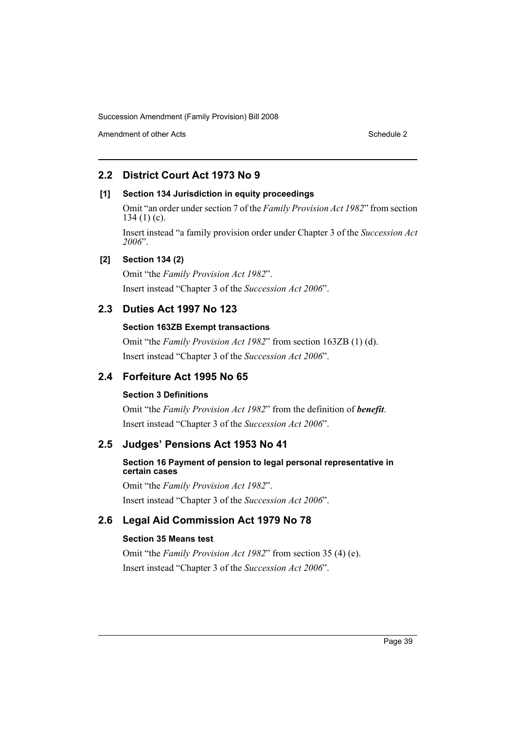## 2.2 District Court Act 1973 No 9

### [1] Section 134 Jurisdiction in equity proceedings

Omit "an order under section 7 of the *Family Provision Act 1982*" from section 134 (1) (c).

Insert instead "a family provision order under Chapter 3 of the *Succession Act 2006*".

### [2] Section 134 (2)

Omit "the *Family Provision Act 1982*".

Insert instead "Chapter 3 of the *Succession Act 2006*".

## 2.3 Duties Act 1997 No 123

### Section 163ZB Exempt transactions

Omit "the *Family Provision Act 1982*" from section 163ZB (1) (d).

Insert instead "Chapter 3 of the *Succession Act 2006*".

## 2.4 Forfeiture Act 1995 No 65

### Section 3 Definitions

Omit "the *Family Provision Act 1982*" from the definition of ***benefit***.

Insert instead "Chapter 3 of the *Succession Act 2006*".

## 2.5 Judges' Pensions Act 1953 No 41

### Section 16 Payment of pension to legal personal representative in certain cases

Omit "the *Family Provision Act 1982*".

Insert instead "Chapter 3 of the *Succession Act 2006*".

## 2.6 Legal Aid Commission Act 1979 No 78

### Section 35 Means test

Omit "the *Family Provision Act 1982*" from section 35 (4) (e).

Insert instead "Chapter 3 of the *Succession Act 2006*".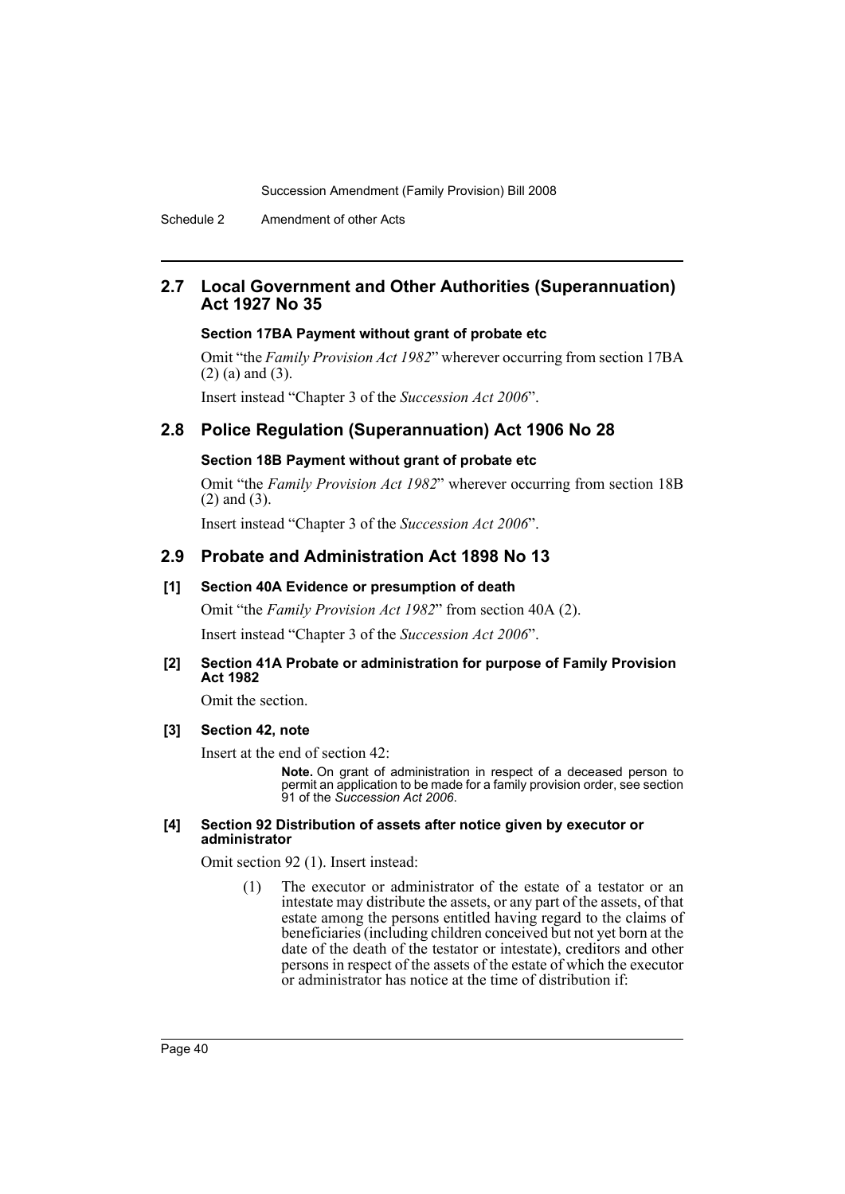## 2.7 Local Government and Other Authorities (Superannuation) Act 1927 No 35

### Section 17BA Payment without grant of probate etc

Omit "the *Family Provision Act 1982*" wherever occurring from section 17BA (2) (a) and (3).

Insert instead "Chapter 3 of the *Succession Act 2006*".

## 2.8 Police Regulation (Superannuation) Act 1906 No 28

### Section 18B Payment without grant of probate etc

Omit "the *Family Provision Act 1982*" wherever occurring from section 18B (2) and (3).

Insert instead "Chapter 3 of the *Succession Act 2006*".

## 2.9 Probate and Administration Act 1898 No 13

### [1] Section 40A Evidence or presumption of death

Omit "the *Family Provision Act 1982*" from section 40A (2).

Insert instead "Chapter 3 of the *Succession Act 2006*".

### [2] Section 41A Probate or administration for purpose of Family Provision Act 1982

Omit the section.

### [3] Section 42, note

Insert at the end of section 42:

> **Note.** On grant of administration in respect of a deceased person to permit an application to be made for a family provision order, see section 91 of the *Succession Act 2006*.

### [4] Section 92 Distribution of assets after notice given by executor or administrator

Omit section 92 (1). Insert instead:

> (1) The executor or administrator of the estate of a testator or an intestate may distribute the assets, or any part of the assets, of that estate among the persons entitled having regard to the claims of beneficiaries (including children conceived but not yet born at the date of the death of the testator or intestate), creditors and other persons in respect of the assets of the estate of which the executor or administrator has notice at the time of distribution if: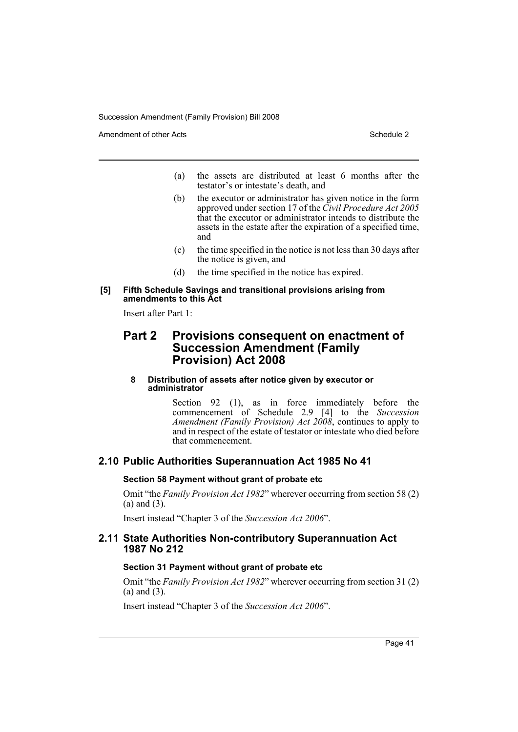(a) the assets are distributed at least 6 months after the testator's or intestate's death, and

(b) the executor or administrator has given notice in the form approved under section 17 of the *Civil Procedure Act 2005* that the executor or administrator intends to distribute the assets in the estate after the expiration of a specified time, and

(c) the time specified in the notice is not less than 30 days after the notice is given, and

(d) the time specified in the notice has expired.

**[5] Fifth Schedule Savings and transitional provisions arising from amendments to this Act**

Insert after Part 1:

## Part 2 Provisions consequent on enactment of Succession Amendment (Family Provision) Act 2008

**8 Distribution of assets after notice given by executor or administrator**

Section 92 (1), as in force immediately before the commencement of Schedule 2.9 [4] to the *Succession Amendment (Family Provision) Act 2008*, continues to apply to and in respect of the estate of testator or intestate who died before that commencement.

### 2.10 Public Authorities Superannuation Act 1985 No 41

**Section 58 Payment without grant of probate etc**

Omit "the *Family Provision Act 1982*" wherever occurring from section 58 (2) (a) and (3).

Insert instead "Chapter 3 of the *Succession Act 2006*".

### 2.11 State Authorities Non-contributory Superannuation Act 1987 No 212

**Section 31 Payment without grant of probate etc**

Omit "the *Family Provision Act 1982*" wherever occurring from section 31 (2) (a) and (3).

Insert instead "Chapter 3 of the *Succession Act 2006*".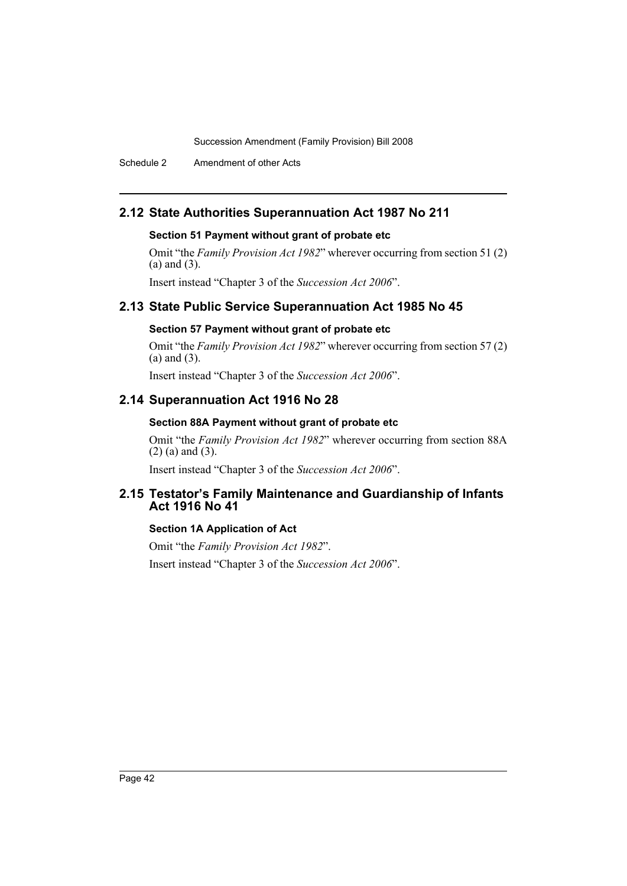## 2.12 State Authorities Superannuation Act 1987 No 211

### Section 51 Payment without grant of probate etc

Omit "the *Family Provision Act 1982*" wherever occurring from section 51 (2) (a) and (3).

Insert instead "Chapter 3 of the *Succession Act 2006*".

## 2.13 State Public Service Superannuation Act 1985 No 45

### Section 57 Payment without grant of probate etc

Omit "the *Family Provision Act 1982*" wherever occurring from section 57 (2) (a) and (3).

Insert instead "Chapter 3 of the *Succession Act 2006*".

## 2.14 Superannuation Act 1916 No 28

### Section 88A Payment without grant of probate etc

Omit "the *Family Provision Act 1982*" wherever occurring from section 88A (2) (a) and (3).

Insert instead "Chapter 3 of the *Succession Act 2006*".

## 2.15 Testator's Family Maintenance and Guardianship of Infants Act 1916 No 41

### Section 1A Application of Act

Omit "the *Family Provision Act 1982*".

Insert instead "Chapter 3 of the *Succession Act 2006*".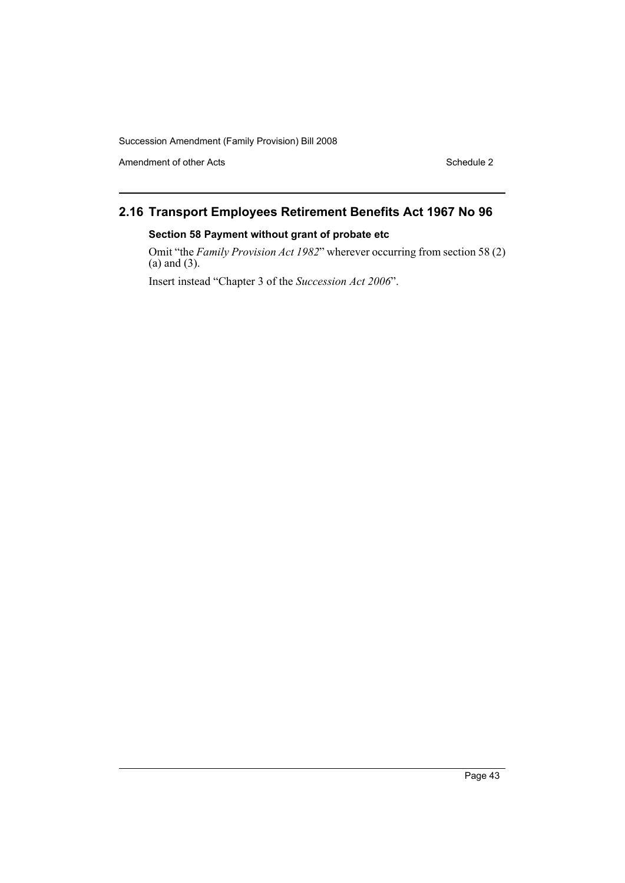## 2.16 Transport Employees Retirement Benefits Act 1967 No 96

### Section 58 Payment without grant of probate etc

Omit "the *Family Provision Act 1982*" wherever occurring from section 58 (2) (a) and (3).

Insert instead "Chapter 3 of the *Succession Act 2006*".